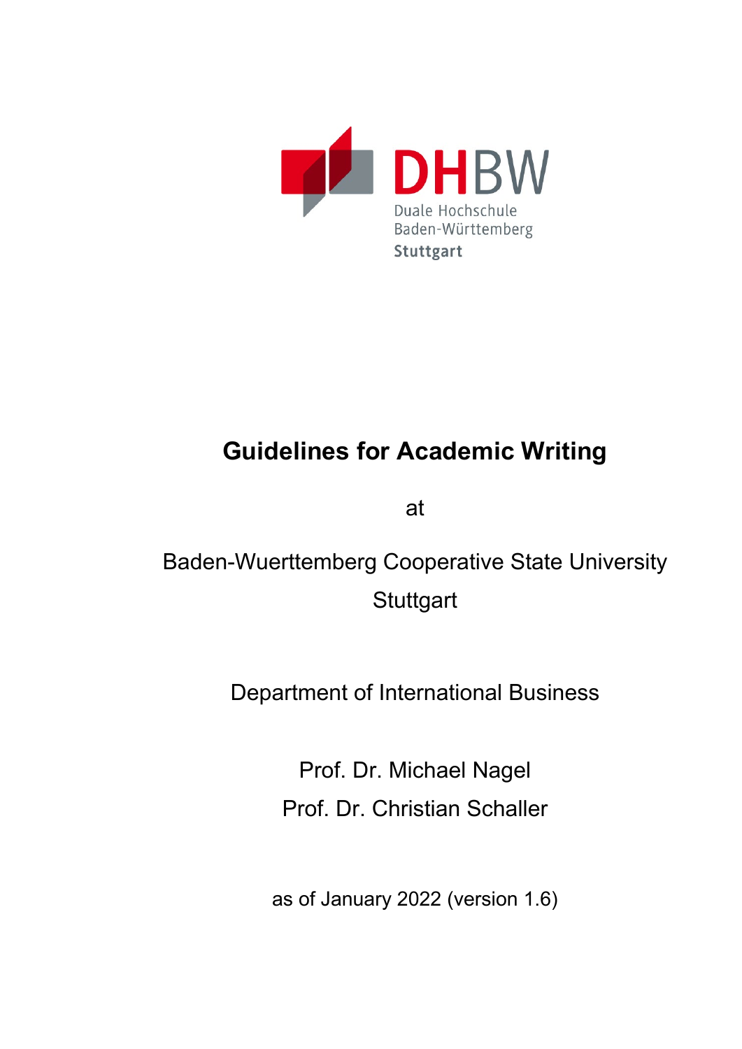DHBW
Duale Hochschule
Baden-Württemberg
Stuttgart

# Guidelines for Academic Writing

at

Baden-Wuerttemberg Cooperative State University
Stuttgart

Department of International Business

Prof. Dr. Michael Nagel
Prof. Dr. Christian Schaller

as of January 2022 (version 1.6)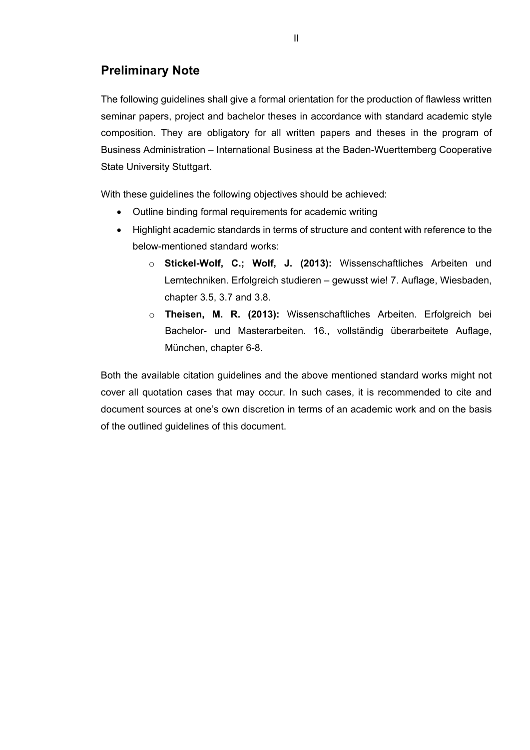## Preliminary Note

The following guidelines shall give a formal orientation for the production of flawless written seminar papers, project and bachelor theses in accordance with standard academic style composition. They are obligatory for all written papers and theses in the program of Business Administration – International Business at the Baden-Wuerttemberg Cooperative State University Stuttgart.

With these guidelines the following objectives should be achieved:

- Outline binding formal requirements for academic writing
- Highlight academic standards in terms of structure and content with reference to the below-mentioned standard works:
  - **Stickel-Wolf, C.; Wolf, J. (2013):** Wissenschaftliches Arbeiten und Lerntechniken. Erfolgreich studieren – gewusst wie! 7. Auflage, Wiesbaden, chapter 3.5, 3.7 and 3.8.
  - **Theisen, M. R. (2013):** Wissenschaftliches Arbeiten. Erfolgreich bei Bachelor- und Masterarbeiten. 16., vollständig überarbeitete Auflage, München, chapter 6-8.

Both the available citation guidelines and the above mentioned standard works might not cover all quotation cases that may occur. In such cases, it is recommended to cite and document sources at one's own discretion in terms of an academic work and on the basis of the outlined guidelines of this document.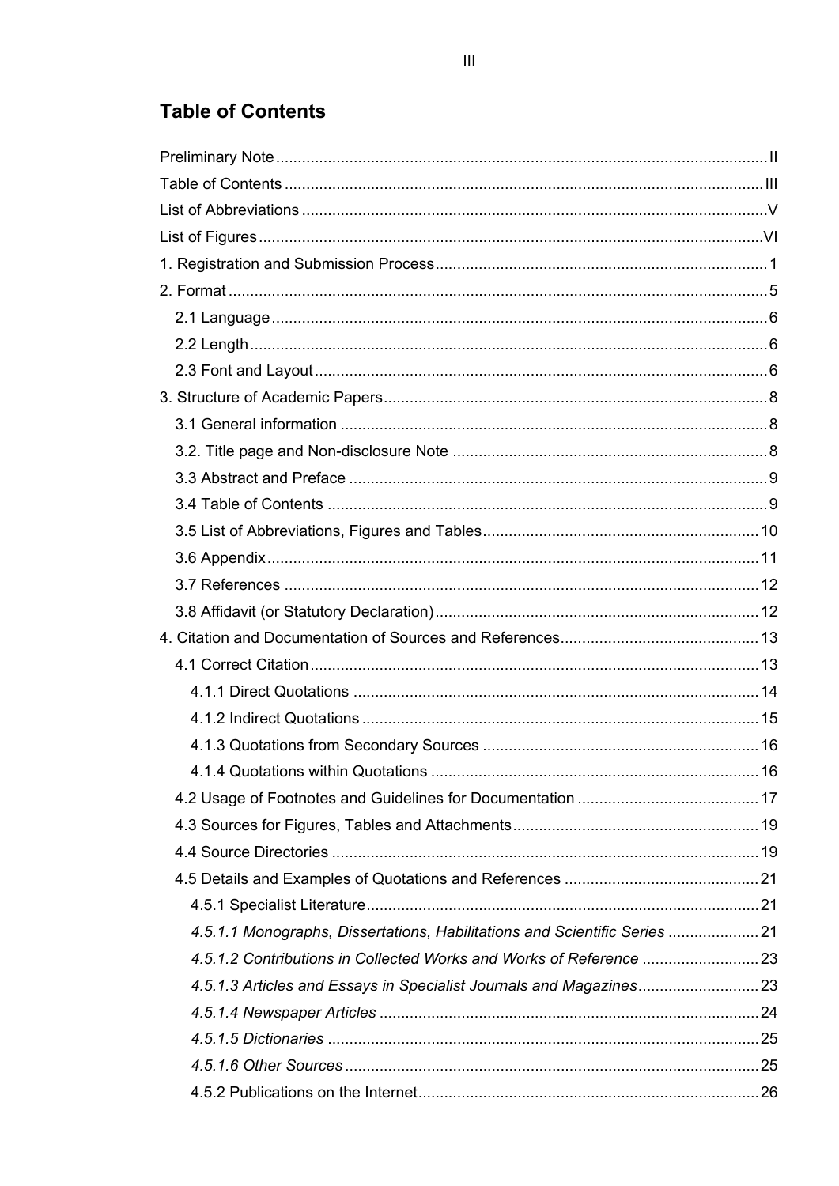## Table of Contents

Preliminary Note .......... II
Table of Contents .......... III
List of Abbreviations .......... V
List of Figures .......... VI
1. Registration and Submission Process .......... 1
2. Format .......... 5
  2.1 Language .......... 6
  2.2 Length .......... 6
  2.3 Font and Layout .......... 6
3. Structure of Academic Papers .......... 8
  3.1 General information .......... 8
  3.2. Title page and Non-disclosure Note .......... 8
  3.3 Abstract and Preface .......... 9
  3.4 Table of Contents .......... 9
  3.5 List of Abbreviations, Figures and Tables .......... 10
  3.6 Appendix .......... 11
  3.7 References .......... 12
  3.8 Affidavit (or Statutory Declaration) .......... 12
4. Citation and Documentation of Sources and References .......... 13
  4.1 Correct Citation .......... 13
    4.1.1 Direct Quotations .......... 14
    4.1.2 Indirect Quotations .......... 15
    4.1.3 Quotations from Secondary Sources .......... 16
    4.1.4 Quotations within Quotations .......... 16
  4.2 Usage of Footnotes and Guidelines for Documentation .......... 17
  4.3 Sources for Figures, Tables and Attachments .......... 19
  4.4 Source Directories .......... 19
  4.5 Details and Examples of Quotations and References .......... 21
    4.5.1 Specialist Literature .......... 21
    *4.5.1.1 Monographs, Dissertations, Habilitations and Scientific Series* .......... 21
    *4.5.1.2 Contributions in Collected Works and Works of Reference* .......... 23
    *4.5.1.3 Articles and Essays in Specialist Journals and Magazines* .......... 23
    *4.5.1.4 Newspaper Articles* .......... 24
    *4.5.1.5 Dictionaries* .......... 25
    *4.5.1.6 Other Sources* .......... 25
    4.5.2 Publications on the Internet .......... 26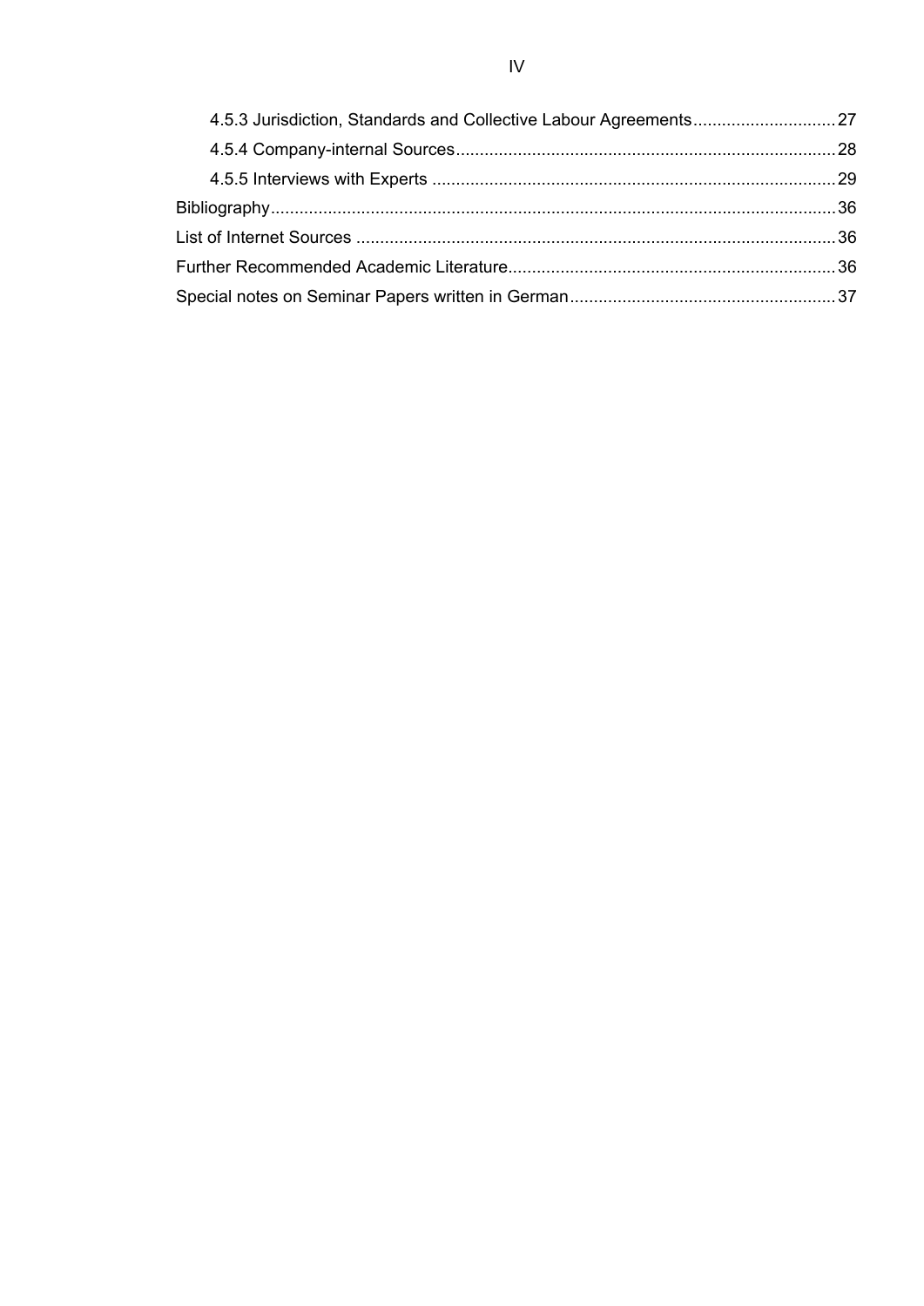4.5.3 Jurisdiction, Standards and Collective Labour Agreements ............................. 27

4.5.4 Company-internal Sources ............................................................................... 28

4.5.5 Interviews with Experts .................................................................................... 29

Bibliography ...................................................................................................................... 36

List of Internet Sources .................................................................................................... 36

Further Recommended Academic Literature .................................................................... 36

Special notes on Seminar Papers written in German ....................................................... 37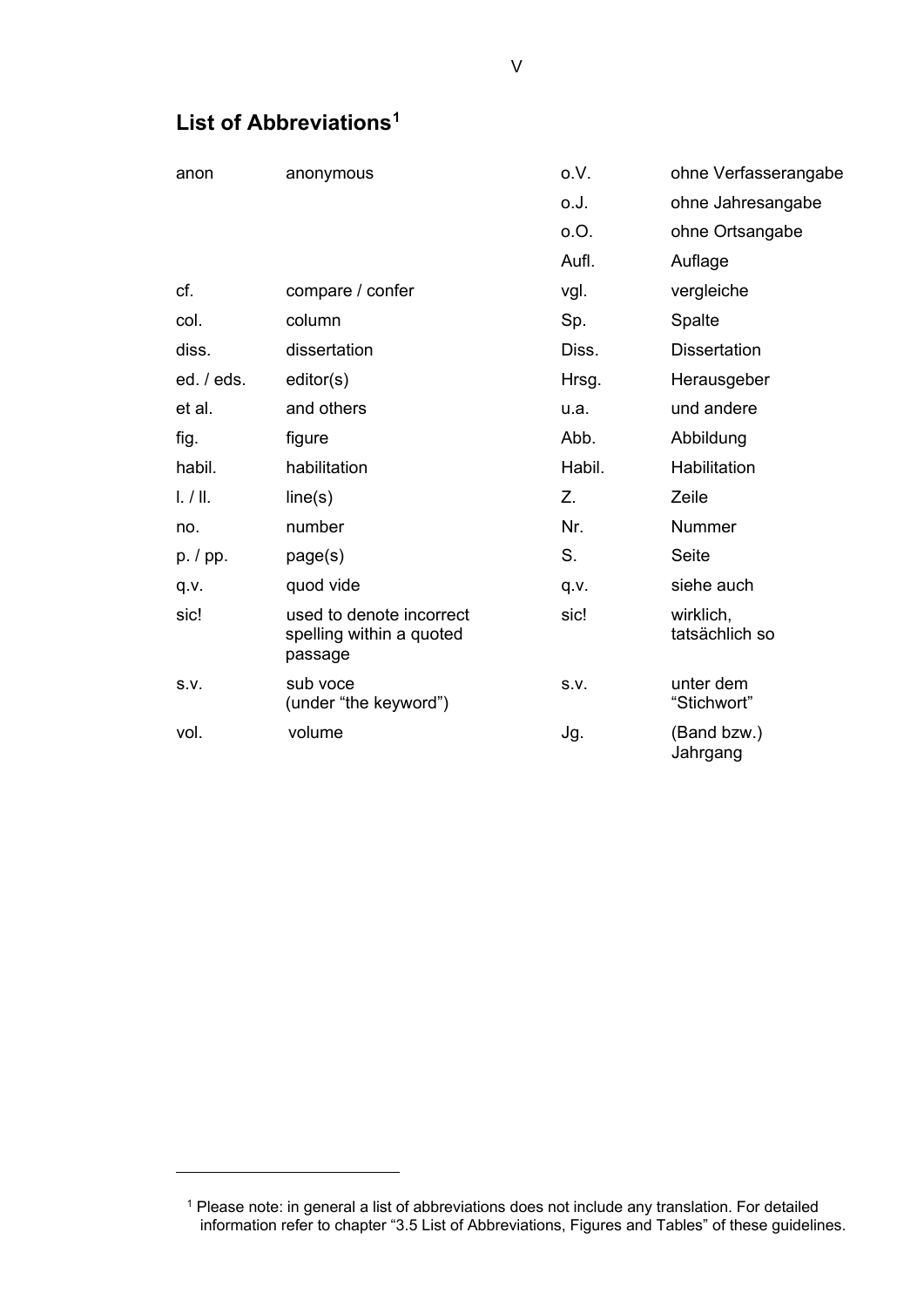## List of Abbreviations[1]

| | | | |
|---|---|---|---|
| anon | anonymous | o.V. | ohne Verfasserangabe |
| | | o.J. | ohne Jahresangabe |
| | | o.O. | ohne Ortsangabe |
| | | Aufl. | Auflage |
| cf. | compare / confer | vgl. | vergleiche |
| col. | column | Sp. | Spalte |
| diss. | dissertation | Diss. | Dissertation |
| ed. / eds. | editor(s) | Hrsg. | Herausgeber |
| et al. | and others | u.a. | und andere |
| fig. | figure | Abb. | Abbildung |
| habil. | habilitation | Habil. | Habilitation |
| l. / ll. | line(s) | Z. | Zeile |
| no. | number | Nr. | Nummer |
| p. / pp. | page(s) | S. | Seite |
| q.v. | quod vide | q.v. | siehe auch |
| sic! | used to denote incorrect spelling within a quoted passage | sic! | wirklich, tatsächlich so |
| s.v. | sub voce (under “the keyword”) | s.v. | unter dem “Stichwort” |
| vol. | volume | Jg. | (Band bzw.) Jahrgang |

[1] Please note: in general a list of abbreviations does not include any translation. For detailed information refer to chapter “3.5 List of Abbreviations, Figures and Tables” of these guidelines.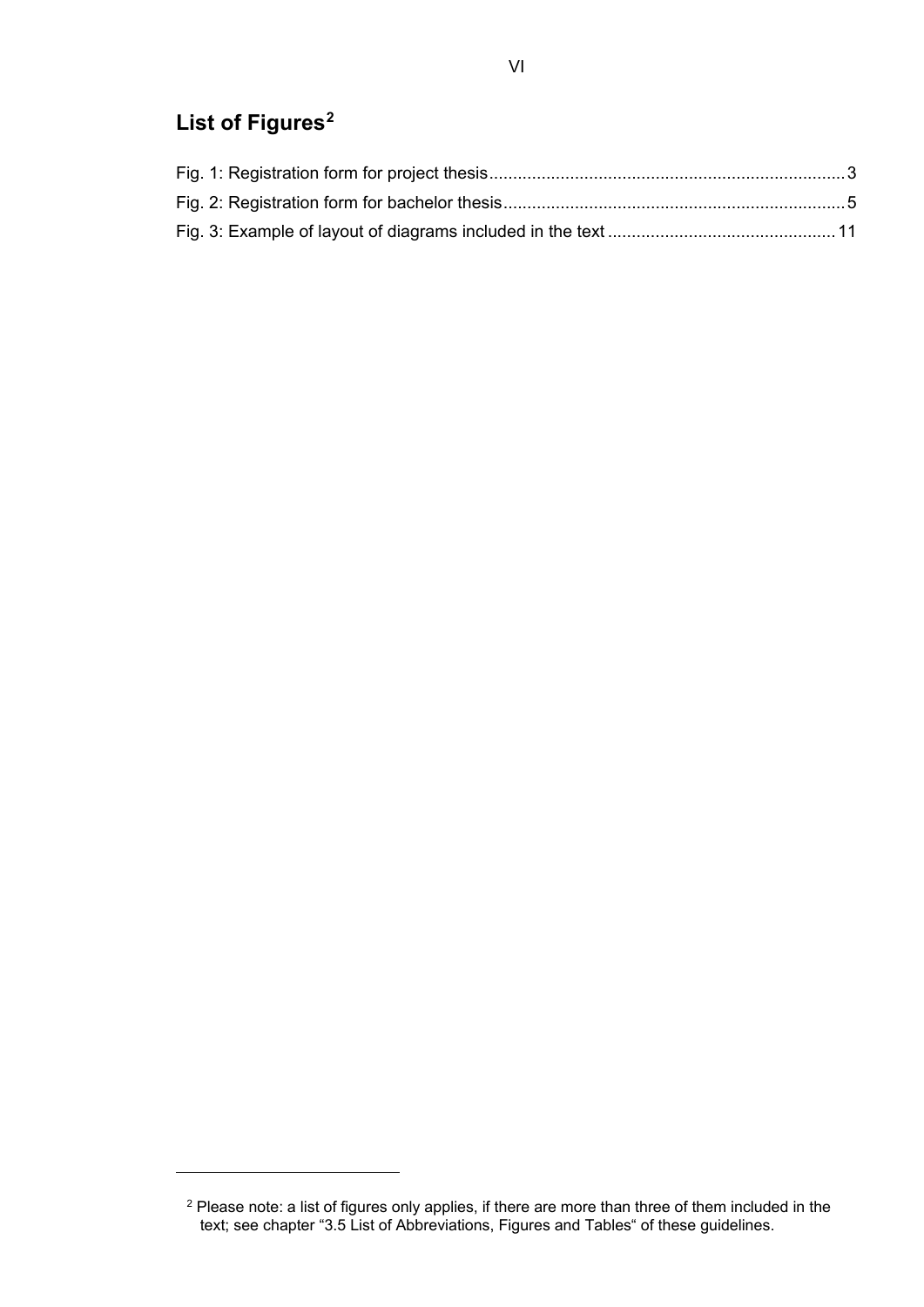## List of Figures[2]

Fig. 1: Registration form for project thesis ........................................................................ 3
Fig. 2: Registration form for bachelor thesis ...................................................................... 5
Fig. 3: Example of layout of diagrams included in the text ............................................... 11

[2] Please note: a list of figures only applies, if there are more than three of them included in the text; see chapter "3.5 List of Abbreviations, Figures and Tables" of these guidelines.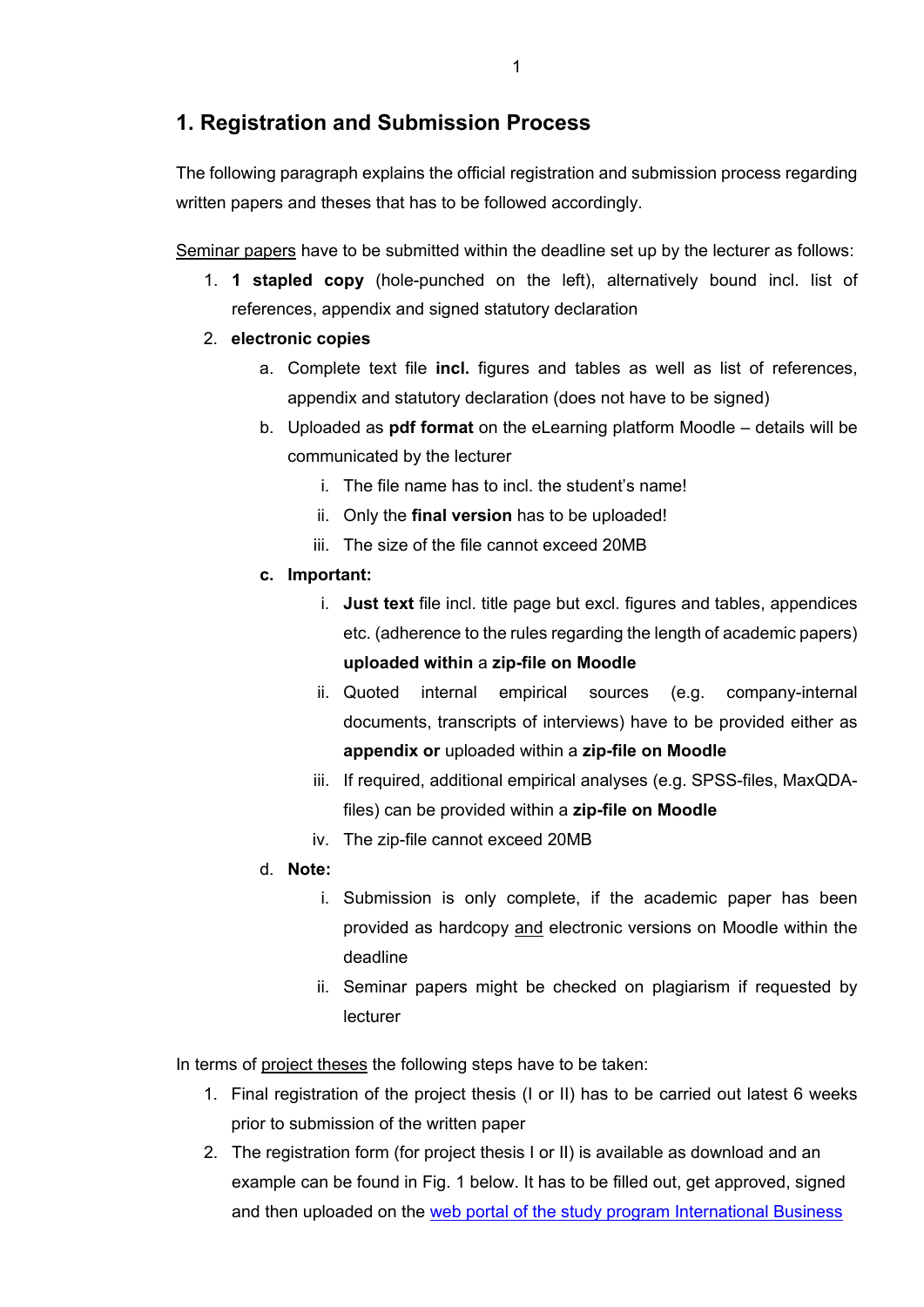## 1. Registration and Submission Process

The following paragraph explains the official registration and submission process regarding written papers and theses that has to be followed accordingly.

<u>Seminar papers</u> have to be submitted within the deadline set up by the lecturer as follows:

1. **1 stapled copy** (hole-punched on the left), alternatively bound incl. list of references, appendix and signed statutory declaration
2. **electronic copies**
    a. Complete text file **incl.** figures and tables as well as list of references, appendix and statutory declaration (does not have to be signed)
    b. Uploaded as **pdf format** on the eLearning platform Moodle – details will be communicated by the lecturer
        i. The file name has to incl. the student's name!
        ii. Only the **final version** has to be uploaded!
        iii. The size of the file cannot exceed 20MB
    c. **Important:**
        i. **Just text** file incl. title page but excl. figures and tables, appendices etc. (adherence to the rules regarding the length of academic papers) **uploaded within** a **zip-file on Moodle**
        ii. Quoted internal empirical sources (e.g. company-internal documents, transcripts of interviews) have to be provided either as **appendix or** uploaded within a **zip-file on Moodle**
        iii. If required, additional empirical analyses (e.g. SPSS-files, MaxQDA-files) can be provided within a **zip-file on Moodle**
        iv. The zip-file cannot exceed 20MB
    d. **Note:**
        i. Submission is only complete, if the academic paper has been provided as hardcopy <u>and</u> electronic versions on Moodle within the deadline
        ii. Seminar papers might be checked on plagiarism if requested by lecturer

In terms of <u>project theses</u> the following steps have to be taken:

1. Final registration of the project thesis (I or II) has to be carried out latest 6 weeks prior to submission of the written paper
2. The registration form (for project thesis I or II) is available as download and an example can be found in Fig. 1 below. It has to be filled out, get approved, signed and then uploaded on the web portal of the study program International Business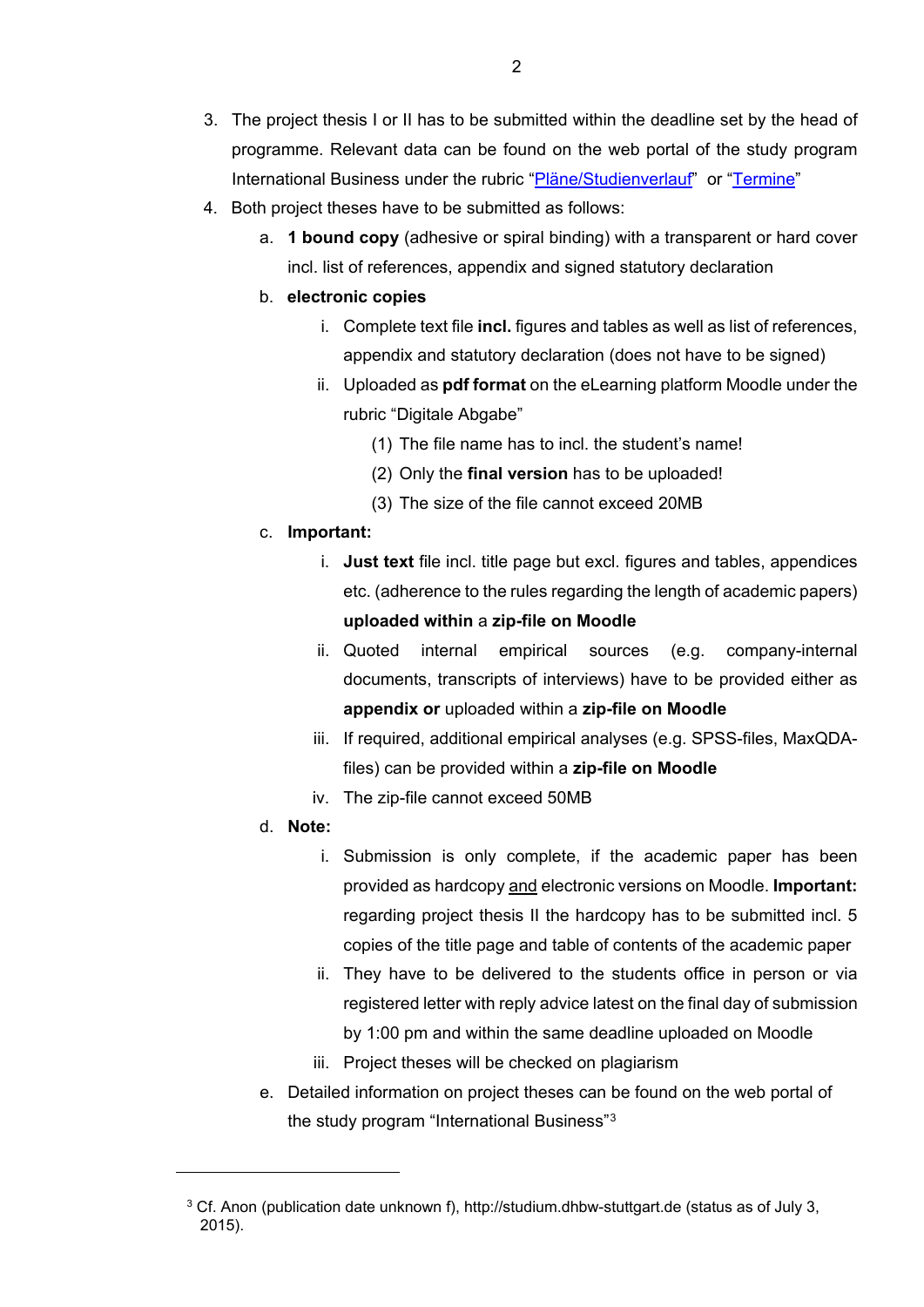3. The project thesis I or II has to be submitted within the deadline set by the head of programme. Relevant data can be found on the web portal of the study program International Business under the rubric "Pläne/Studienverlauf" or "Termine"
4. Both project theses have to be submitted as follows:
   a. **1 bound copy** (adhesive or spiral binding) with a transparent or hard cover incl. list of references, appendix and signed statutory declaration
   b. **electronic copies**
      i. Complete text file **incl.** figures and tables as well as list of references, appendix and statutory declaration (does not have to be signed)
      ii. Uploaded as **pdf format** on the eLearning platform Moodle under the rubric "Digitale Abgabe"
         (1) The file name has to incl. the student's name!
         (2) Only the **final version** has to be uploaded!
         (3) The size of the file cannot exceed 20MB
   c. **Important:**
      i. **Just text** file incl. title page but excl. figures and tables, appendices etc. (adherence to the rules regarding the length of academic papers) **uploaded within** a **zip-file on Moodle**
      ii. Quoted internal empirical sources (e.g. company-internal documents, transcripts of interviews) have to be provided either as **appendix or** uploaded within a **zip-file on Moodle**
      iii. If required, additional empirical analyses (e.g. SPSS-files, MaxQDA-files) can be provided within a **zip-file on Moodle**
      iv. The zip-file cannot exceed 50MB
   d. **Note:**
      i. Submission is only complete, if the academic paper has been provided as hardcopy and electronic versions on Moodle. **Important:** regarding project thesis II the hardcopy has to be submitted incl. 5 copies of the title page and table of contents of the academic paper
      ii. They have to be delivered to the students office in person or via registered letter with reply advice latest on the final day of submission by 1:00 pm and within the same deadline uploaded on Moodle
      iii. Project theses will be checked on plagiarism
   e. Detailed information on project theses can be found on the web portal of the study program "International Business"[3]

---

[3] Cf. Anon (publication date unknown f), http://studium.dhbw-stuttgart.de (status as of July 3, 2015).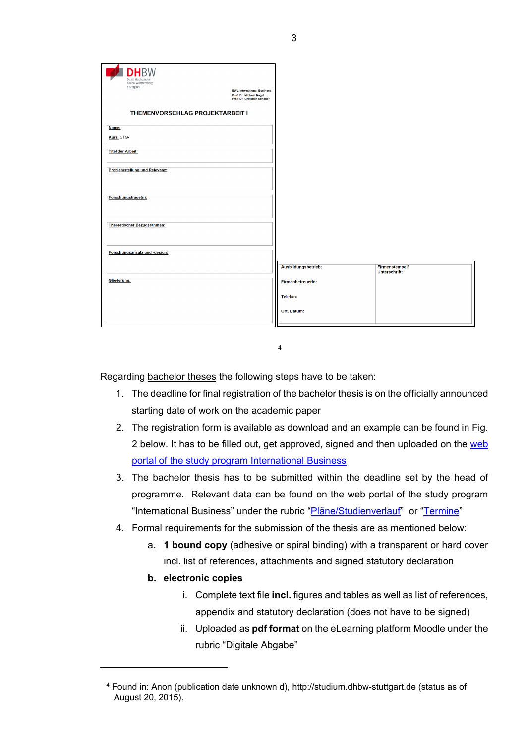DHBW
Duale Hochschule Baden-Württemberg Stuttgart

BWL-International Business
Prof. Dr. Michael Nagel
Prof. Dr. Christian Schaller

**THEMENVORSCHLAG PROJEKTARBEIT I**

Name:
Kurs: STG-

Titel der Arbeit:

Problemstellung und Relevanz:

Forschungsfrage(n):

Theoretischer Bezugsrahmen:

Forschungsansatz und -design:

Gliederung:

| Ausbildungsbetrieb: | Firmenstempel/ Unterschrift: |
|---|---|
| FirmenbetreuerIn: | |
| Telefon: | |
| Ort, Datum: | |

[4]

Regarding bachelor theses the following steps have to be taken:

1. The deadline for final registration of the bachelor thesis is on the officially announced starting date of work on the academic paper
2. The registration form is available as download and an example can be found in Fig. 2 below. It has to be filled out, get approved, signed and then uploaded on the web portal of the study program International Business
3. The bachelor thesis has to be submitted within the deadline set by the head of programme. Relevant data can be found on the web portal of the study program "International Business" under the rubric "Pläne/Studienverlauf" or "Termine"
4. Formal requirements for the submission of the thesis are as mentioned below:
   a. **1 bound copy** (adhesive or spiral binding) with a transparent or hard cover incl. list of references, attachments and signed statutory declaration
   **b. electronic copies**
      i. Complete text file **incl.** figures and tables as well as list of references, appendix and statutory declaration (does not have to be signed)
      ii. Uploaded as **pdf format** on the eLearning platform Moodle under the rubric "Digitale Abgabe"

[4] Found in: Anon (publication date unknown d), http://studium.dhbw-stuttgart.de (status as of August 20, 2015).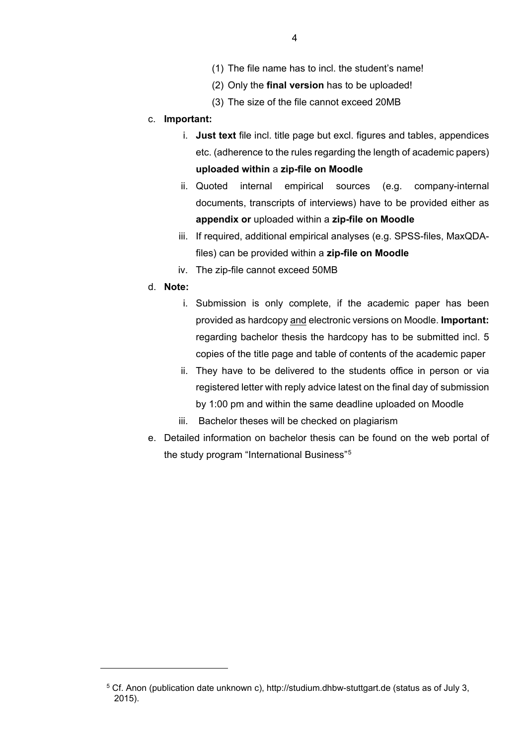(1) The file name has to incl. the student's name!

(2) Only the **final version** has to be uploaded!

(3) The size of the file cannot exceed 20MB

c. **Important:**

   i. **Just text** file incl. title page but excl. figures and tables, appendices etc. (adherence to the rules regarding the length of academic papers) **uploaded within** a **zip-file on Moodle**

   ii. Quoted internal empirical sources (e.g. company-internal documents, transcripts of interviews) have to be provided either as **appendix or** uploaded within a **zip-file on Moodle**

   iii. If required, additional empirical analyses (e.g. SPSS-files, MaxQDA-files) can be provided within a **zip-file on Moodle**

   iv. The zip-file cannot exceed 50MB

d. **Note:**

   i. Submission is only complete, if the academic paper has been provided as hardcopy <u>and</u> electronic versions on Moodle. **Important:** regarding bachelor thesis the hardcopy has to be submitted incl. 5 copies of the title page and table of contents of the academic paper

   ii. They have to be delivered to the students office in person or via registered letter with reply advice latest on the final day of submission by 1:00 pm and within the same deadline uploaded on Moodle

   iii. Bachelor theses will be checked on plagiarism

e. Detailed information on bachelor thesis can be found on the web portal of the study program "International Business"[5]

---

[5] Cf. Anon (publication date unknown c), http://studium.dhbw-stuttgart.de (status as of July 3, 2015).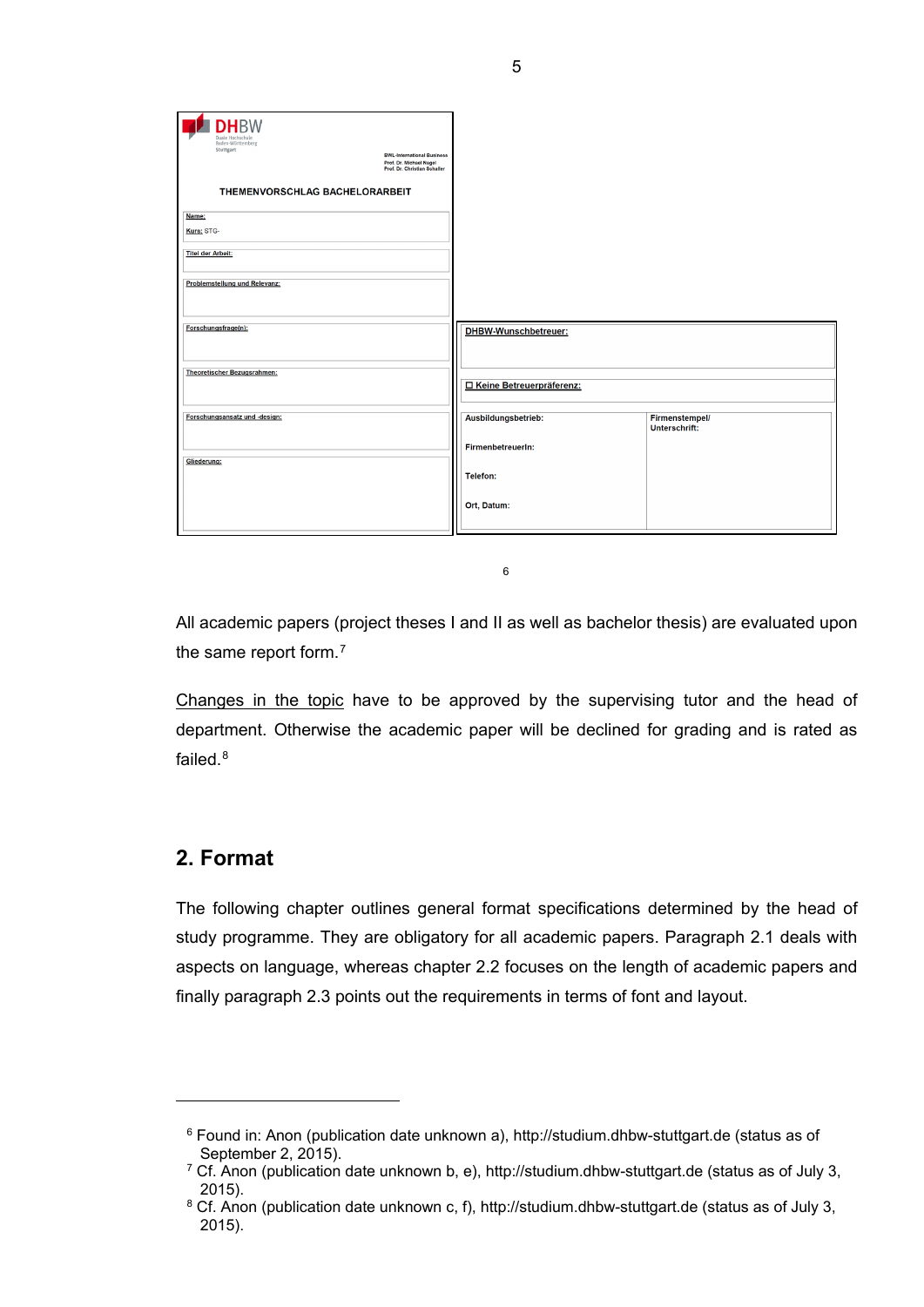DHBW
Duale Hochschule
Baden-Württemberg
Stuttgart

BWL-International Business
Prof. Dr. Michael Nagel
Prof. Dr. Christian Schaller

THEMENVORSCHLAG BACHELORARBEIT

Name:
Kurs: STG-

Titel der Arbeit:

Problemstellung und Relevanz:

Forschungsfrage(n):

Theoretischer Bezugsrahmen:

Forschungsansatz und -design:

Gliederung:

DHBW-Wunschbetreuer:

☐ Keine Betreuerpräferenz:

| Ausbildungsbetrieb: | Firmenstempel/ Unterschrift: |
| --- | --- |
| FirmenbetreuerIn: | |
| Telefon: | |
| Ort, Datum: | |

[6]

All academic papers (project theses I and II as well as bachelor thesis) are evaluated upon the same report form.[7]

Changes in the topic have to be approved by the supervising tutor and the head of department. Otherwise the academic paper will be declined for grading and is rated as failed.[8]

## 2. Format

The following chapter outlines general format specifications determined by the head of study programme. They are obligatory for all academic papers. Paragraph 2.1 deals with aspects on language, whereas chapter 2.2 focuses on the length of academic papers and finally paragraph 2.3 points out the requirements in terms of font and layout.

---

[6] Found in: Anon (publication date unknown a), http://studium.dhbw-stuttgart.de (status as of September 2, 2015).

[7] Cf. Anon (publication date unknown b, e), http://studium.dhbw-stuttgart.de (status as of July 3, 2015).

[8] Cf. Anon (publication date unknown c, f), http://studium.dhbw-stuttgart.de (status as of July 3, 2015).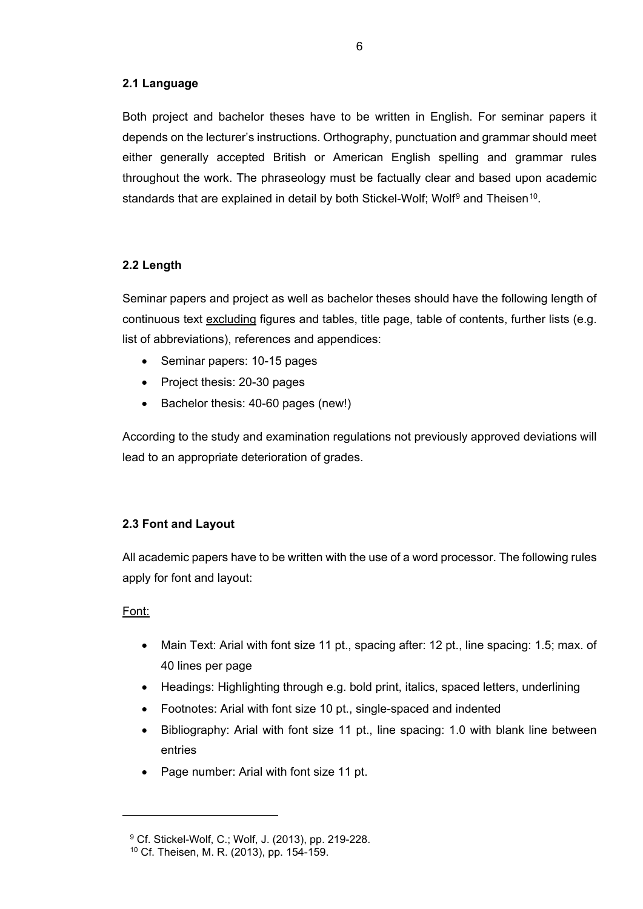### 2.1 Language

Both project and bachelor theses have to be written in English. For seminar papers it depends on the lecturer's instructions. Orthography, punctuation and grammar should meet either generally accepted British or American English spelling and grammar rules throughout the work. The phraseology must be factually clear and based upon academic standards that are explained in detail by both Stickel-Wolf; Wolf[9] and Theisen[10].

### 2.2 Length

Seminar papers and project as well as bachelor theses should have the following length of continuous text <u>excluding</u> figures and tables, title page, table of contents, further lists (e.g. list of abbreviations), references and appendices:

- Seminar papers: 10-15 pages
- Project thesis: 20-30 pages
- Bachelor thesis: 40-60 pages (new!)

According to the study and examination regulations not previously approved deviations will lead to an appropriate deterioration of grades.

### 2.3 Font and Layout

All academic papers have to be written with the use of a word processor. The following rules apply for font and layout:

<u>Font:</u>

- Main Text: Arial with font size 11 pt., spacing after: 12 pt., line spacing: 1.5; max. of 40 lines per page
- Headings: Highlighting through e.g. bold print, italics, spaced letters, underlining
- Footnotes: Arial with font size 10 pt., single-spaced and indented
- Bibliography: Arial with font size 11 pt., line spacing: 1.0 with blank line between entries
- Page number: Arial with font size 11 pt.

---

[9] Cf. Stickel-Wolf, C.; Wolf, J. (2013), pp. 219-228.

[10] Cf. Theisen, M. R. (2013), pp. 154-159.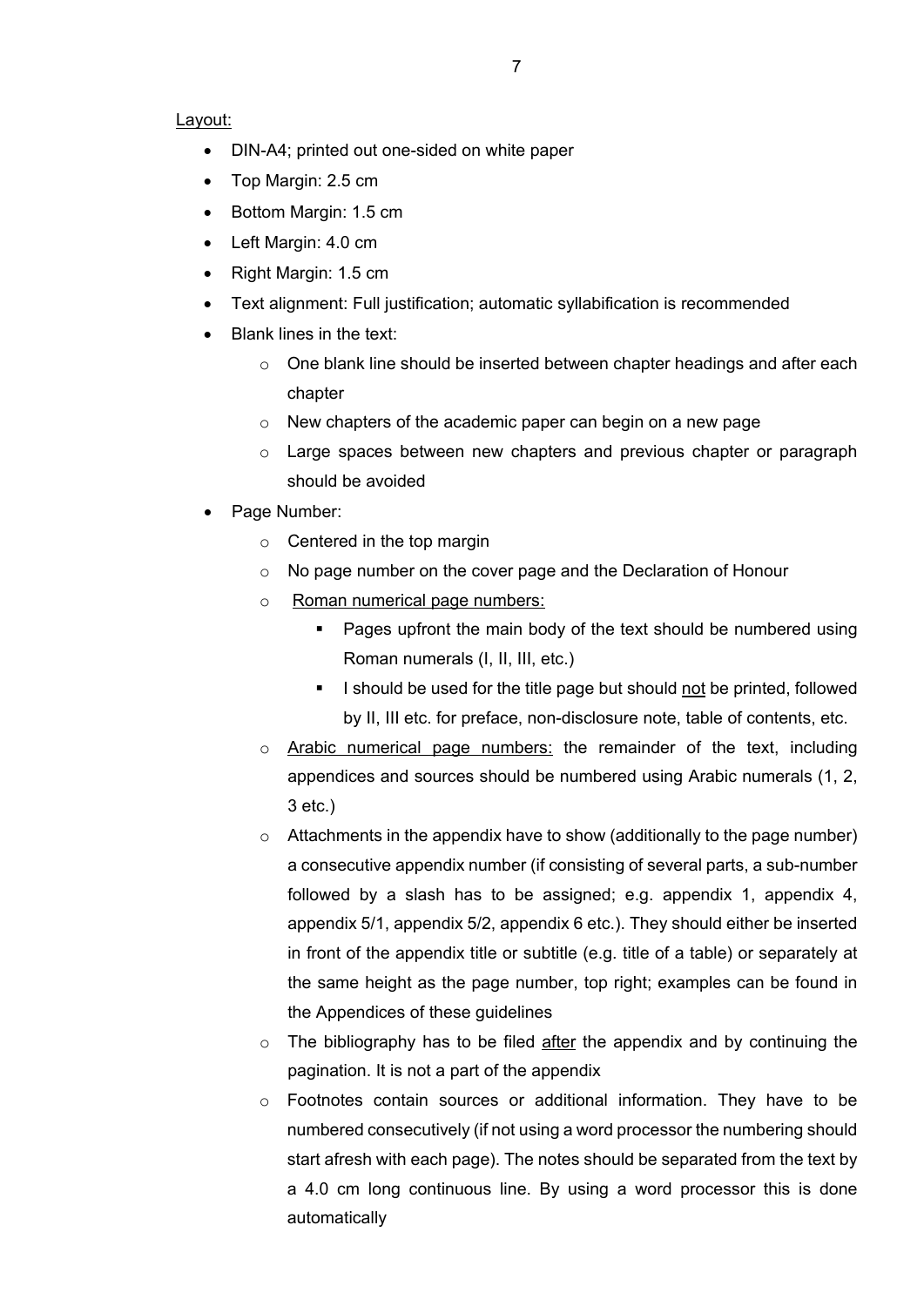<u>Layout:</u>

- DIN-A4; printed out one-sided on white paper
- Top Margin: 2.5 cm
- Bottom Margin: 1.5 cm
- Left Margin: 4.0 cm
- Right Margin: 1.5 cm
- Text alignment: Full justification; automatic syllabification is recommended
- Blank lines in the text:
  - One blank line should be inserted between chapter headings and after each chapter
  - New chapters of the academic paper can begin on a new page
  - Large spaces between new chapters and previous chapter or paragraph should be avoided
- Page Number:
  - Centered in the top margin
  - No page number on the cover page and the Declaration of Honour
  - <u>Roman numerical page numbers:</u>
    - Pages upfront the main body of the text should be numbered using Roman numerals (I, II, III, etc.)
    - I should be used for the title page but should <u>not</u> be printed, followed by II, III etc. for preface, non-disclosure note, table of contents, etc.
  - <u>Arabic numerical page numbers:</u> the remainder of the text, including appendices and sources should be numbered using Arabic numerals (1, 2, 3 etc.)
  - Attachments in the appendix have to show (additionally to the page number) a consecutive appendix number (if consisting of several parts, a sub-number followed by a slash has to be assigned; e.g. appendix 1, appendix 4, appendix 5/1, appendix 5/2, appendix 6 etc.). They should either be inserted in front of the appendix title or subtitle (e.g. title of a table) or separately at the same height as the page number, top right; examples can be found in the Appendices of these guidelines
  - The bibliography has to be filed <u>after</u> the appendix and by continuing the pagination. It is not a part of the appendix
  - Footnotes contain sources or additional information. They have to be numbered consecutively (if not using a word processor the numbering should start afresh with each page). The notes should be separated from the text by a 4.0 cm long continuous line. By using a word processor this is done automatically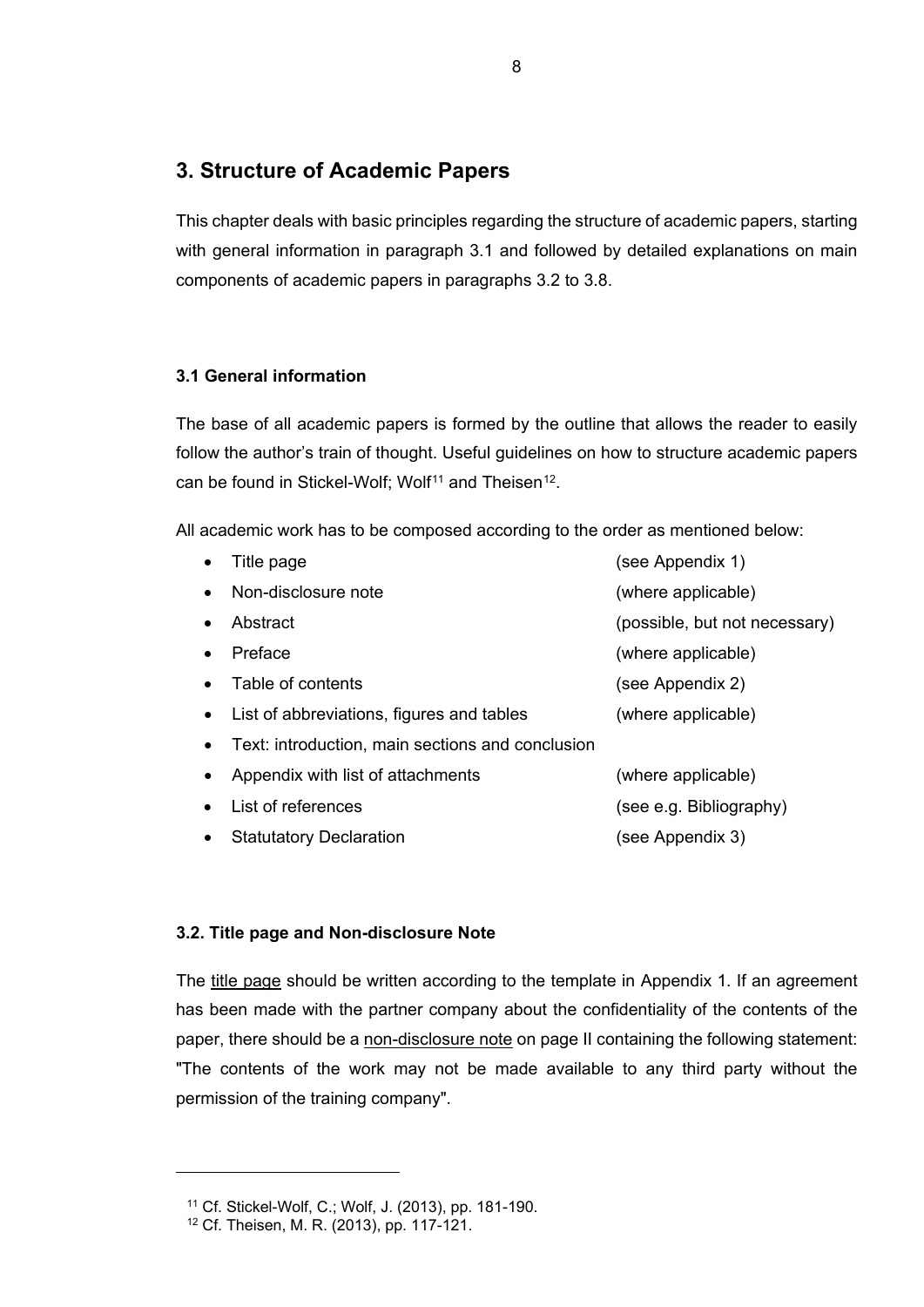# 3. Structure of Academic Papers

This chapter deals with basic principles regarding the structure of academic papers, starting with general information in paragraph 3.1 and followed by detailed explanations on main components of academic papers in paragraphs 3.2 to 3.8.

### 3.1 General information

The base of all academic papers is formed by the outline that allows the reader to easily follow the author's train of thought. Useful guidelines on how to structure academic papers can be found in Stickel-Wolf; Wolf[11] and Theisen[12].

All academic work has to be composed according to the order as mentioned below:

- Title page (see Appendix 1)
- Non-disclosure note (where applicable)
- Abstract (possible, but not necessary)
- Preface (where applicable)
- Table of contents (see Appendix 2)
- List of abbreviations, figures and tables (where applicable)
- Text: introduction, main sections and conclusion
- Appendix with list of attachments (where applicable)
- List of references (see e.g. Bibliography)
- Statutatory Declaration (see Appendix 3)

### 3.2. Title page and Non-disclosure Note

The title page should be written according to the template in Appendix 1. If an agreement has been made with the partner company about the confidentiality of the contents of the paper, there should be a non-disclosure note on page II containing the following statement: "The contents of the work may not be made available to any third party without the permission of the training company".

[11] Cf. Stickel-Wolf, C.; Wolf, J. (2013), pp. 181-190.
[12] Cf. Theisen, M. R. (2013), pp. 117-121.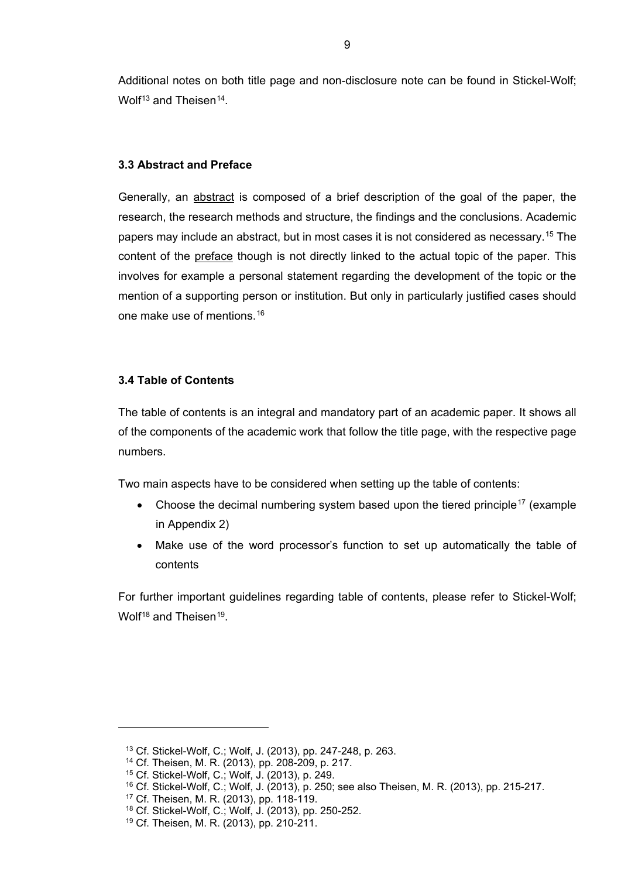Additional notes on both title page and non-disclosure note can be found in Stickel-Wolf; Wolf[13] and Theisen[14].

### 3.3 Abstract and Preface

Generally, an abstract is composed of a brief description of the goal of the paper, the research, the research methods and structure, the findings and the conclusions. Academic papers may include an abstract, but in most cases it is not considered as necessary.[15] The content of the preface though is not directly linked to the actual topic of the paper. This involves for example a personal statement regarding the development of the topic or the mention of a supporting person or institution. But only in particularly justified cases should one make use of mentions.[16]

### 3.4 Table of Contents

The table of contents is an integral and mandatory part of an academic paper. It shows all of the components of the academic work that follow the title page, with the respective page numbers.

Two main aspects have to be considered when setting up the table of contents:

- Choose the decimal numbering system based upon the tiered principle[17] (example in Appendix 2)
- Make use of the word processor's function to set up automatically the table of contents

For further important guidelines regarding table of contents, please refer to Stickel-Wolf; Wolf[18] and Theisen[19].

---

[13] Cf. Stickel-Wolf, C.; Wolf, J. (2013), pp. 247-248, p. 263.
[14] Cf. Theisen, M. R. (2013), pp. 208-209, p. 217.
[15] Cf. Stickel-Wolf, C.; Wolf, J. (2013), p. 249.
[16] Cf. Stickel-Wolf, C.; Wolf, J. (2013), p. 250; see also Theisen, M. R. (2013), pp. 215-217.
[17] Cf. Theisen, M. R. (2013), pp. 118-119.
[18] Cf. Stickel-Wolf, C.; Wolf, J. (2013), pp. 250-252.
[19] Cf. Theisen, M. R. (2013), pp. 210-211.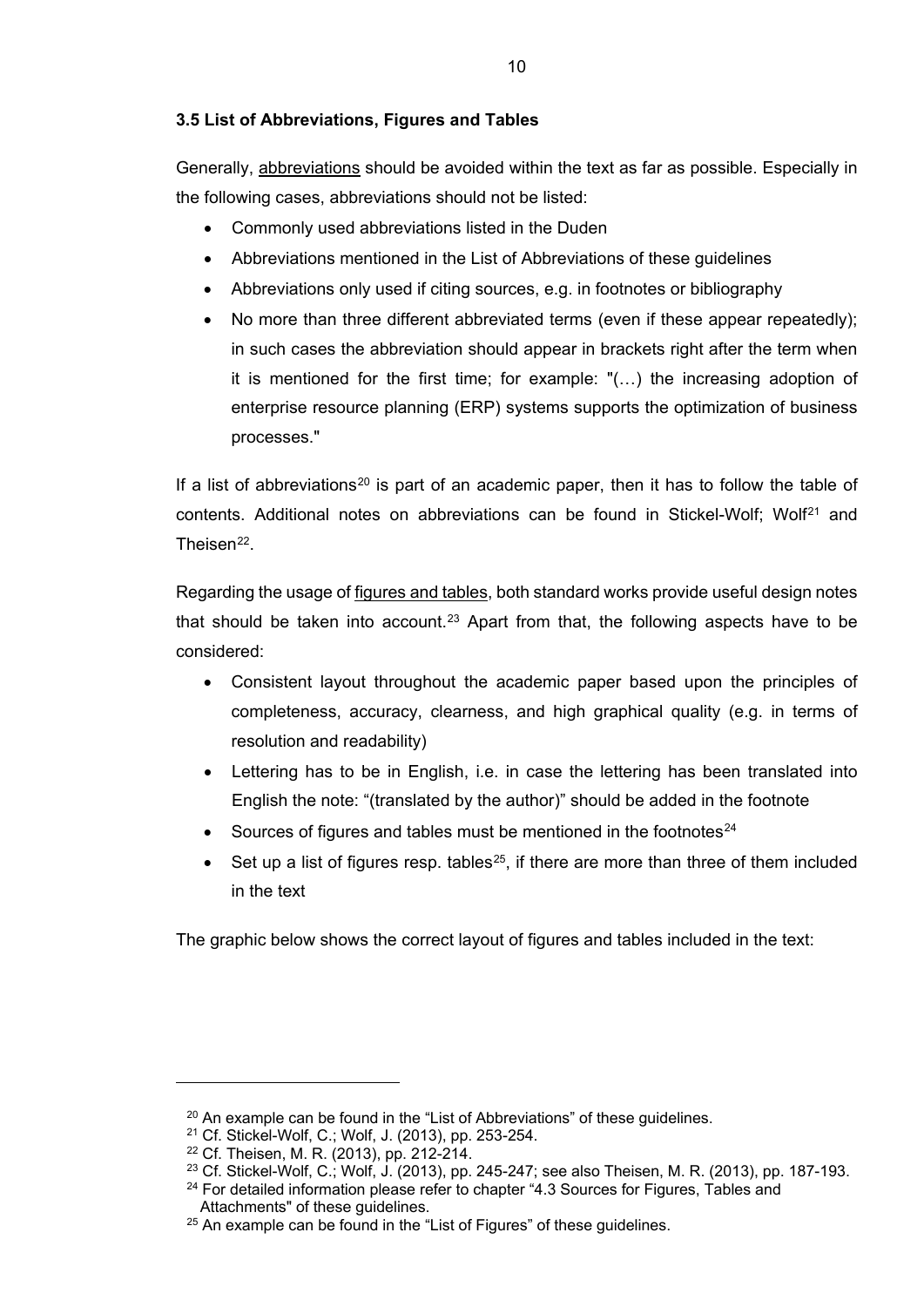### 3.5 List of Abbreviations, Figures and Tables

Generally, abbreviations should be avoided within the text as far as possible. Especially in the following cases, abbreviations should not be listed:

- Commonly used abbreviations listed in the Duden
- Abbreviations mentioned in the List of Abbreviations of these guidelines
- Abbreviations only used if citing sources, e.g. in footnotes or bibliography
- No more than three different abbreviated terms (even if these appear repeatedly); in such cases the abbreviation should appear in brackets right after the term when it is mentioned for the first time; for example: "(…) the increasing adoption of enterprise resource planning (ERP) systems supports the optimization of business processes."

If a list of abbreviations[20] is part of an academic paper, then it has to follow the table of contents. Additional notes on abbreviations can be found in Stickel-Wolf; Wolf[21] and Theisen[22].

Regarding the usage of figures and tables, both standard works provide useful design notes that should be taken into account.[23] Apart from that, the following aspects have to be considered:

- Consistent layout throughout the academic paper based upon the principles of completeness, accuracy, clearness, and high graphical quality (e.g. in terms of resolution and readability)
- Lettering has to be in English, i.e. in case the lettering has been translated into English the note: "(translated by the author)" should be added in the footnote
- Sources of figures and tables must be mentioned in the footnotes[24]
- Set up a list of figures resp. tables[25], if there are more than three of them included in the text

The graphic below shows the correct layout of figures and tables included in the text:

---

[20] An example can be found in the "List of Abbreviations" of these guidelines.

[21] Cf. Stickel-Wolf, C.; Wolf, J. (2013), pp. 253-254.

[22] Cf. Theisen, M. R. (2013), pp. 212-214.

[23] Cf. Stickel-Wolf, C.; Wolf, J. (2013), pp. 245-247; see also Theisen, M. R. (2013), pp. 187-193.

[24] For detailed information please refer to chapter "4.3 Sources for Figures, Tables and Attachments" of these guidelines.

[25] An example can be found in the "List of Figures" of these guidelines.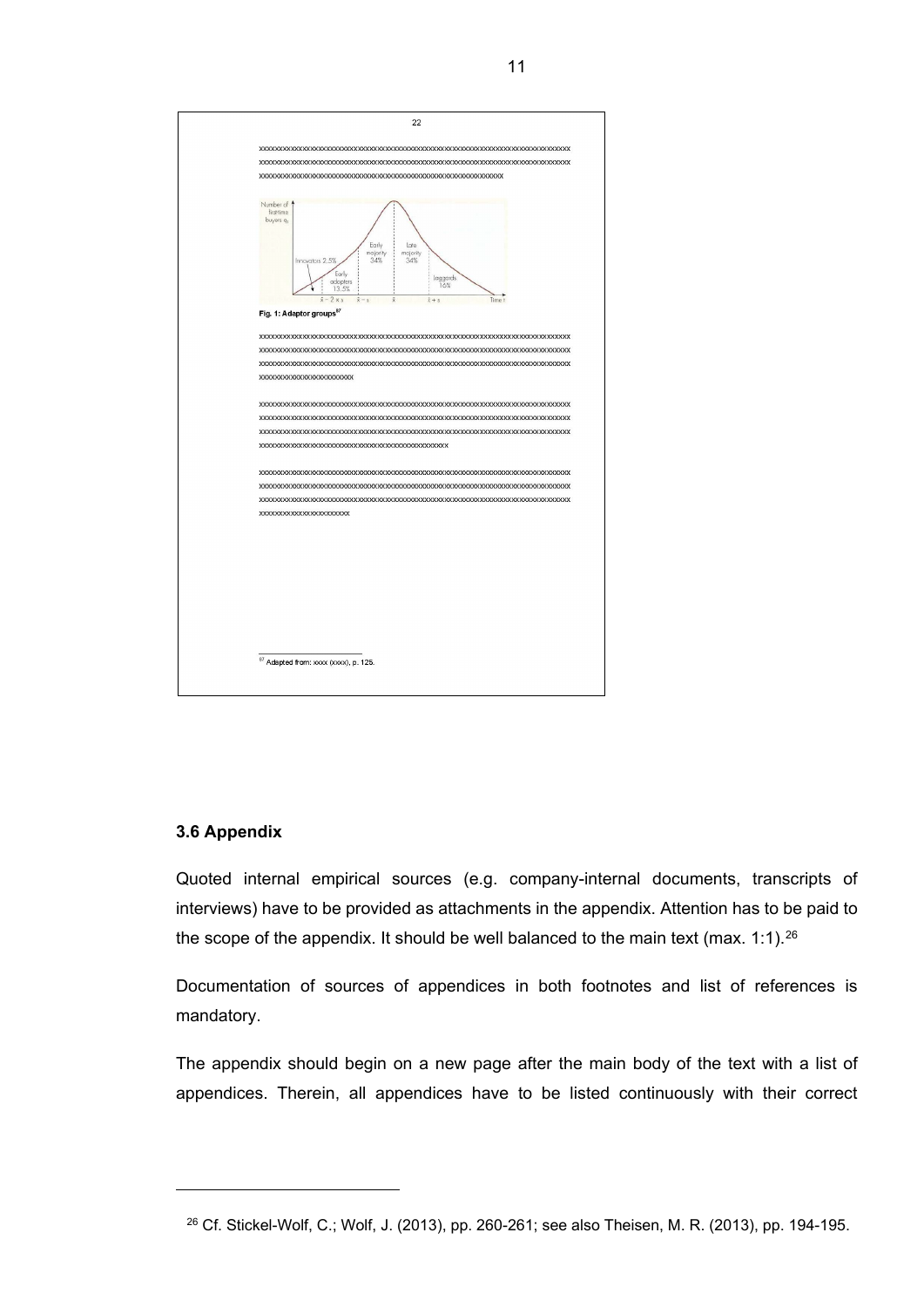### 3.6 Appendix

Quoted internal empirical sources (e.g. company-internal documents, transcripts of interviews) have to be provided as attachments in the appendix. Attention has to be paid to the scope of the appendix. It should be well balanced to the main text (max. 1:1).[26]

Documentation of sources of appendices in both footnotes and list of references is mandatory.

The appendix should begin on a new page after the main body of the text with a list of appendices. Therein, all appendices have to be listed continuously with their correct

---

[26] Cf. Stickel-Wolf, C.; Wolf, J. (2013), pp. 260-261; see also Theisen, M. R. (2013), pp. 194-195.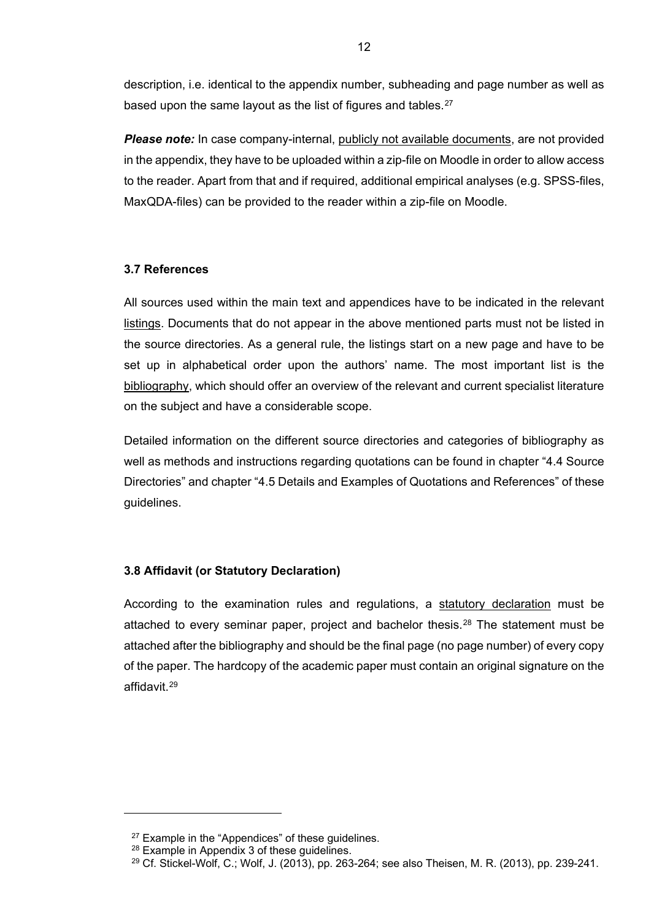description, i.e. identical to the appendix number, subheading and page number as well as based upon the same layout as the list of figures and tables.[27]

***Please note:*** In case company-internal, publicly not available documents, are not provided in the appendix, they have to be uploaded within a zip-file on Moodle in order to allow access to the reader. Apart from that and if required, additional empirical analyses (e.g. SPSS-files, MaxQDA-files) can be provided to the reader within a zip-file on Moodle.

### 3.7 References

All sources used within the main text and appendices have to be indicated in the relevant listings. Documents that do not appear in the above mentioned parts must not be listed in the source directories. As a general rule, the listings start on a new page and have to be set up in alphabetical order upon the authors' name. The most important list is the bibliography, which should offer an overview of the relevant and current specialist literature on the subject and have a considerable scope.

Detailed information on the different source directories and categories of bibliography as well as methods and instructions regarding quotations can be found in chapter "4.4 Source Directories" and chapter "4.5 Details and Examples of Quotations and References" of these guidelines.

### 3.8 Affidavit (or Statutory Declaration)

According to the examination rules and regulations, a statutory declaration must be attached to every seminar paper, project and bachelor thesis.[28] The statement must be attached after the bibliography and should be the final page (no page number) of every copy of the paper. The hardcopy of the academic paper must contain an original signature on the affidavit.[29]

---

[27] Example in the "Appendices" of these guidelines.

[28] Example in Appendix 3 of these guidelines.

[29] Cf. Stickel-Wolf, C.; Wolf, J. (2013), pp. 263-264; see also Theisen, M. R. (2013), pp. 239-241.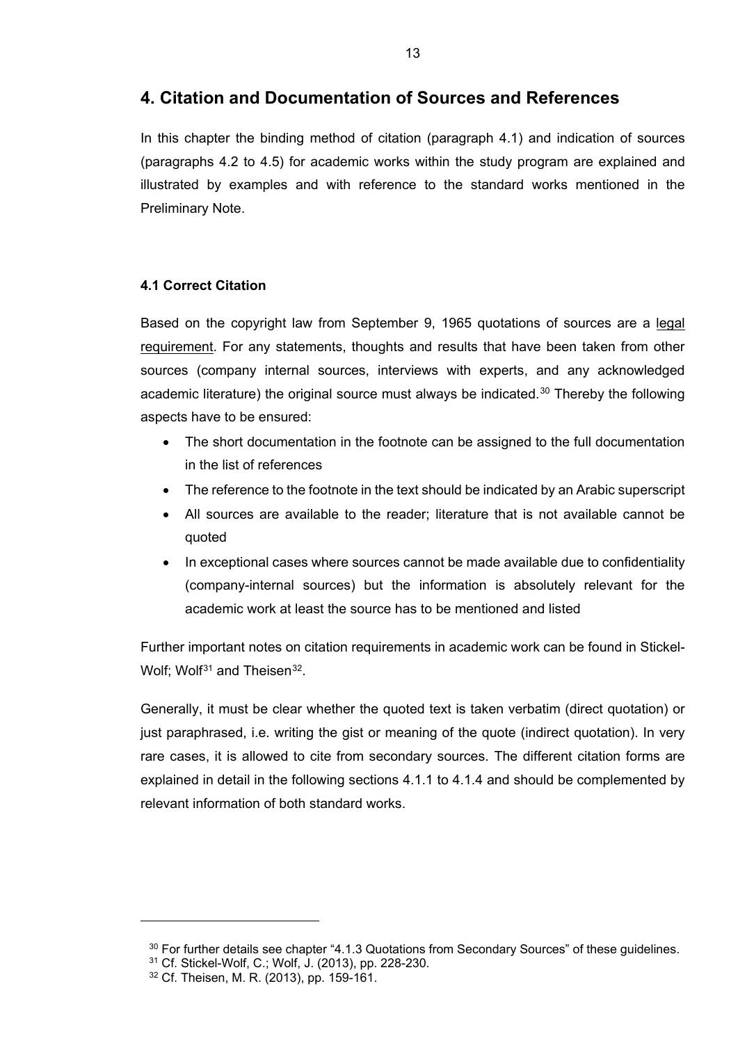# 4. Citation and Documentation of Sources and References

In this chapter the binding method of citation (paragraph 4.1) and indication of sources (paragraphs 4.2 to 4.5) for academic works within the study program are explained and illustrated by examples and with reference to the standard works mentioned in the Preliminary Note.

### 4.1 Correct Citation

Based on the copyright law from September 9, 1965 quotations of sources are a <u>legal requirement</u>. For any statements, thoughts and results that have been taken from other sources (company internal sources, interviews with experts, and any acknowledged academic literature) the original source must always be indicated.[30] Thereby the following aspects have to be ensured:

- The short documentation in the footnote can be assigned to the full documentation in the list of references
- The reference to the footnote in the text should be indicated by an Arabic superscript
- All sources are available to the reader; literature that is not available cannot be quoted
- In exceptional cases where sources cannot be made available due to confidentiality (company-internal sources) but the information is absolutely relevant for the academic work at least the source has to be mentioned and listed

Further important notes on citation requirements in academic work can be found in Stickel-Wolf; Wolf[31] and Theisen[32].

Generally, it must be clear whether the quoted text is taken verbatim (direct quotation) or just paraphrased, i.e. writing the gist or meaning of the quote (indirect quotation). In very rare cases, it is allowed to cite from secondary sources. The different citation forms are explained in detail in the following sections 4.1.1 to 4.1.4 and should be complemented by relevant information of both standard works.

---

[30] For further details see chapter "4.1.3 Quotations from Secondary Sources" of these guidelines.
[31] Cf. Stickel-Wolf, C.; Wolf, J. (2013), pp. 228-230.
[32] Cf. Theisen, M. R. (2013), pp. 159-161.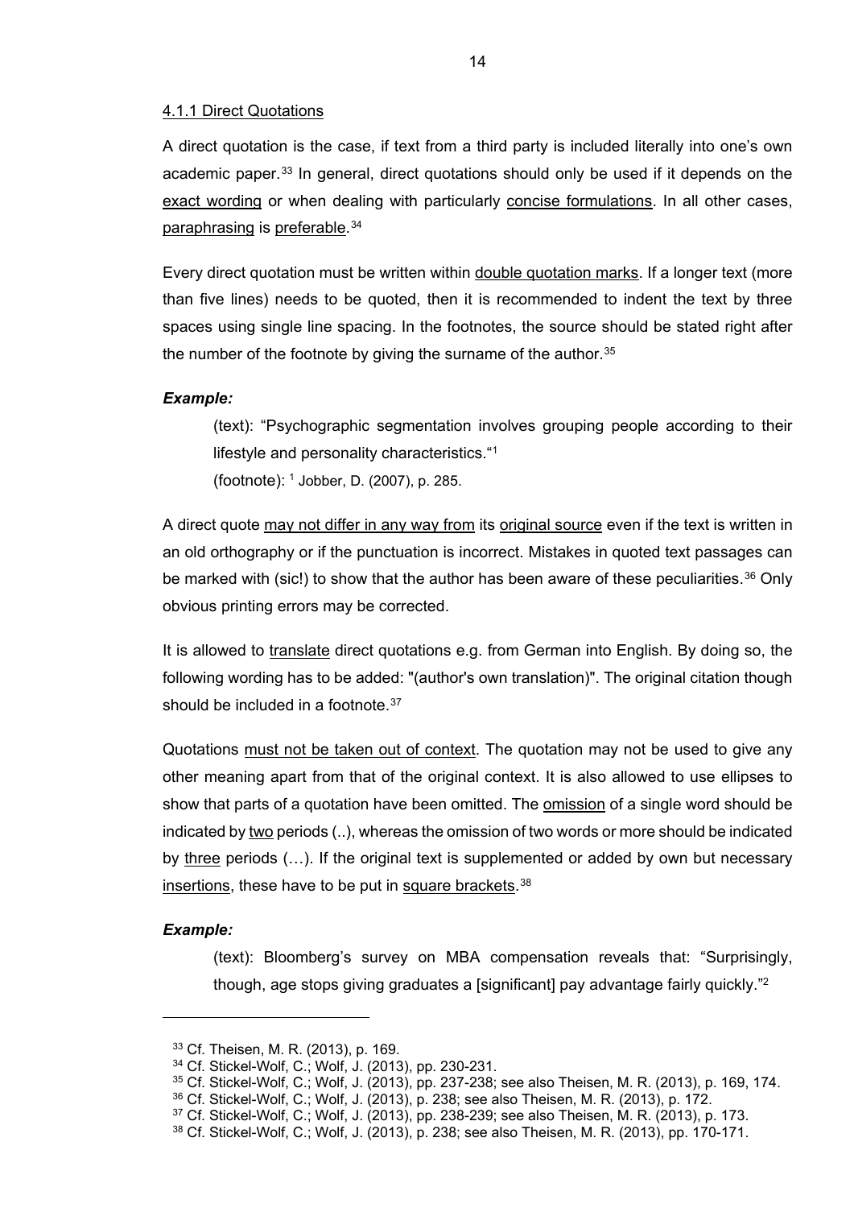### 4.1.1 Direct Quotations

A direct quotation is the case, if text from a third party is included literally into one's own academic paper.[33] In general, direct quotations should only be used if it depends on the exact wording or when dealing with particularly concise formulations. In all other cases, paraphrasing is preferable.[34]

Every direct quotation must be written within double quotation marks. If a longer text (more than five lines) needs to be quoted, then it is recommended to indent the text by three spaces using single line spacing. In the footnotes, the source should be stated right after the number of the footnote by giving the surname of the author.[35]

***Example:***

> (text): "Psychographic segmentation involves grouping people according to their lifestyle and personality characteristics."[1]
>
> (footnote): [1] Jobber, D. (2007), p. 285.

A direct quote may not differ in any way from its original source even if the text is written in an old orthography or if the punctuation is incorrect. Mistakes in quoted text passages can be marked with (sic!) to show that the author has been aware of these peculiarities.[36] Only obvious printing errors may be corrected.

It is allowed to translate direct quotations e.g. from German into English. By doing so, the following wording has to be added: "(author's own translation)". The original citation though should be included in a footnote.[37]

Quotations must not be taken out of context. The quotation may not be used to give any other meaning apart from that of the original context. It is also allowed to use ellipses to show that parts of a quotation have been omitted. The omission of a single word should be indicated by two periods (..), whereas the omission of two words or more should be indicated by three periods (…). If the original text is supplemented or added by own but necessary insertions, these have to be put in square brackets.[38]

***Example:***

> (text): Bloomberg's survey on MBA compensation reveals that: "Surprisingly, though, age stops giving graduates a [significant] pay advantage fairly quickly."[2]

---

[33] Cf. Theisen, M. R. (2013), p. 169.

[34] Cf. Stickel-Wolf, C.; Wolf, J. (2013), pp. 230-231.

[35] Cf. Stickel-Wolf, C.; Wolf, J. (2013), pp. 237-238; see also Theisen, M. R. (2013), p. 169, 174.

[36] Cf. Stickel-Wolf, C.; Wolf, J. (2013), p. 238; see also Theisen, M. R. (2013), p. 172.

[37] Cf. Stickel-Wolf, C.; Wolf, J. (2013), pp. 238-239; see also Theisen, M. R. (2013), p. 173.

[38] Cf. Stickel-Wolf, C.; Wolf, J. (2013), p. 238; see also Theisen, M. R. (2013), pp. 170-171.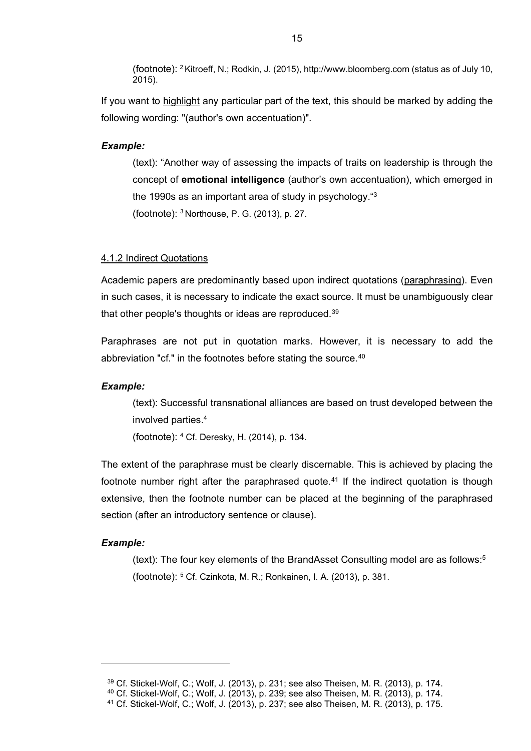(footnote): [2] Kitroeff, N.; Rodkin, J. (2015), http://www.bloomberg.com (status as of July 10, 2015).

If you want to highlight any particular part of the text, this should be marked by adding the following wording: "(author's own accentuation)".

***Example:***

> (text): "Another way of assessing the impacts of traits on leadership is through the concept of **emotional intelligence** (author's own accentuation), which emerged in the 1990s as an important area of study in psychology."[3]
>
> (footnote): [3] Northouse, P. G. (2013), p. 27.

#### 4.1.2 Indirect Quotations

Academic papers are predominantly based upon indirect quotations (paraphrasing). Even in such cases, it is necessary to indicate the exact source. It must be unambiguously clear that other people's thoughts or ideas are reproduced.[39]

Paraphrases are not put in quotation marks. However, it is necessary to add the abbreviation "cf." in the footnotes before stating the source.[40]

***Example:***

> (text): Successful transnational alliances are based on trust developed between the involved parties.[4]
>
> (footnote): [4] Cf. Deresky, H. (2014), p. 134.

The extent of the paraphrase must be clearly discernable. This is achieved by placing the footnote number right after the paraphrased quote.[41] If the indirect quotation is though extensive, then the footnote number can be placed at the beginning of the paraphrased section (after an introductory sentence or clause).

***Example:***

> (text): The four key elements of the BrandAsset Consulting model are as follows:[5]
>
> (footnote): [5] Cf. Czinkota, M. R.; Ronkainen, I. A. (2013), p. 381.

---

[39] Cf. Stickel-Wolf, C.; Wolf, J. (2013), p. 231; see also Theisen, M. R. (2013), p. 174.

[40] Cf. Stickel-Wolf, C.; Wolf, J. (2013), p. 239; see also Theisen, M. R. (2013), p. 174.

[41] Cf. Stickel-Wolf, C.; Wolf, J. (2013), p. 237; see also Theisen, M. R. (2013), p. 175.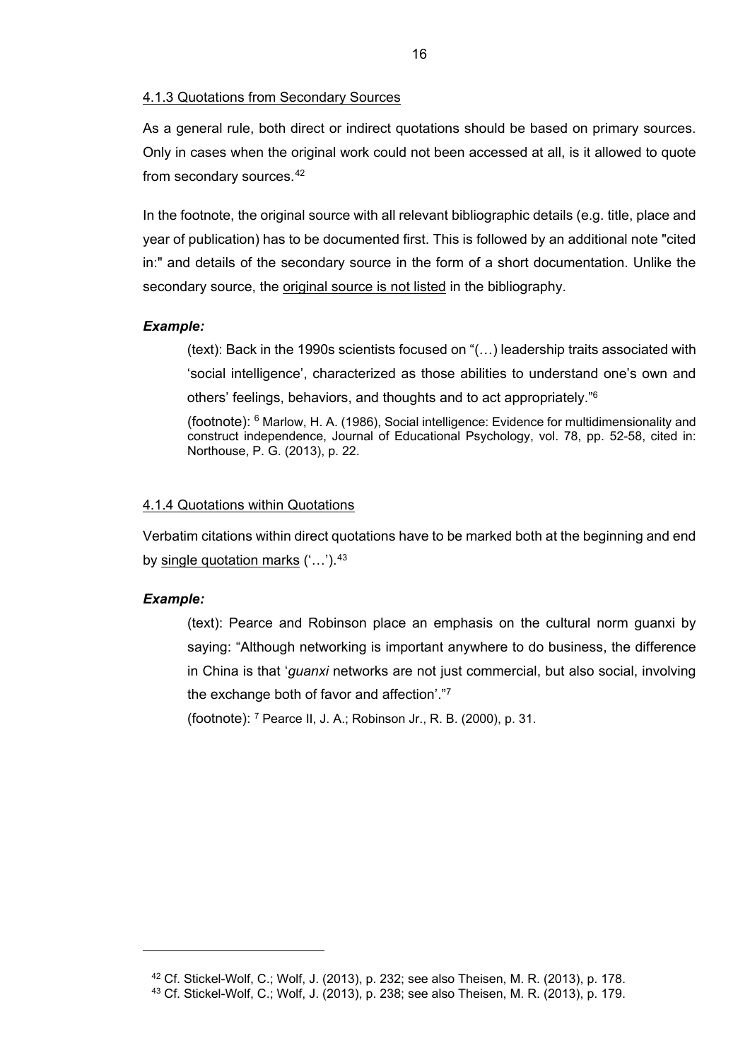#### 4.1.3 Quotations from Secondary Sources

As a general rule, both direct or indirect quotations should be based on primary sources. Only in cases when the original work could not been accessed at all, is it allowed to quote from secondary sources.[42]

In the footnote, the original source with all relevant bibliographic details (e.g. title, place and year of publication) has to be documented first. This is followed by an additional note "cited in:" and details of the secondary source in the form of a short documentation. Unlike the secondary source, the original source is not listed in the bibliography.

***Example:***

> (text): Back in the 1990s scientists focused on "(…) leadership traits associated with 'social intelligence', characterized as those abilities to understand one's own and others' feelings, behaviors, and thoughts and to act appropriately."[6]
>
> (footnote): [6] Marlow, H. A. (1986), Social intelligence: Evidence for multidimensionality and construct independence, Journal of Educational Psychology, vol. 78, pp. 52-58, cited in: Northouse, P. G. (2013), p. 22.

#### 4.1.4 Quotations within Quotations

Verbatim citations within direct quotations have to be marked both at the beginning and end by single quotation marks ('…').[43]

***Example:***

> (text): Pearce and Robinson place an emphasis on the cultural norm guanxi by saying: "Although networking is important anywhere to do business, the difference in China is that '*guanxi* networks are not just commercial, but also social, involving the exchange both of favor and affection'."[7]
>
> (footnote): [7] Pearce II, J. A.; Robinson Jr., R. B. (2000), p. 31.

---

[42] Cf. Stickel-Wolf, C.; Wolf, J. (2013), p. 232; see also Theisen, M. R. (2013), p. 178.

[43] Cf. Stickel-Wolf, C.; Wolf, J. (2013), p. 238; see also Theisen, M. R. (2013), p. 179.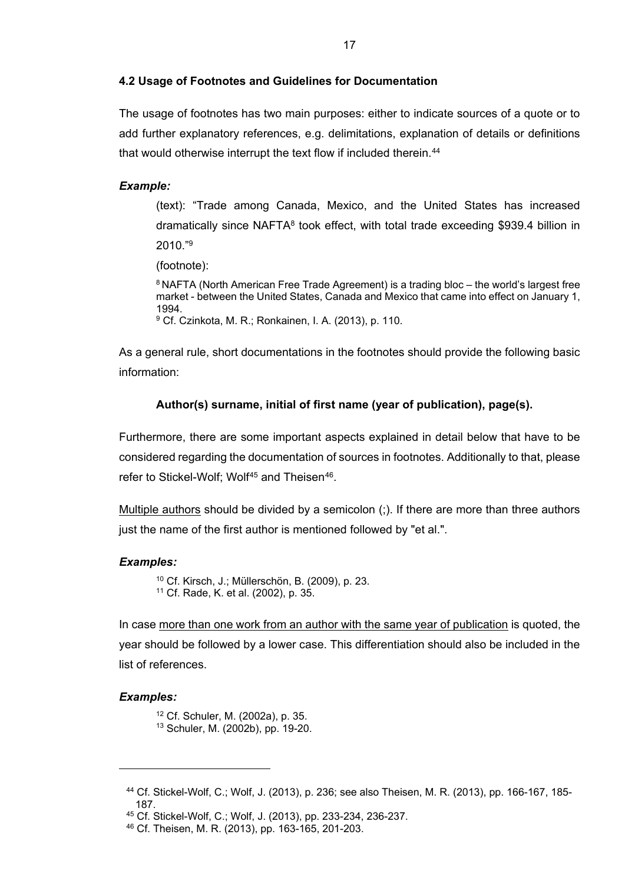### 4.2 Usage of Footnotes and Guidelines for Documentation

The usage of footnotes has two main purposes: either to indicate sources of a quote or to add further explanatory references, e.g. delimitations, explanation of details or definitions that would otherwise interrupt the text flow if included therein.[44]

***Example:***

> (text): "Trade among Canada, Mexico, and the United States has increased dramatically since NAFTA[8] took effect, with total trade exceeding $939.4 billion in 2010."[9]
>
> (footnote):
>
> [8] NAFTA (North American Free Trade Agreement) is a trading bloc – the world's largest free market - between the United States, Canada and Mexico that came into effect on January 1, 1994.
> [9] Cf. Czinkota, M. R.; Ronkainen, I. A. (2013), p. 110.

As a general rule, short documentations in the footnotes should provide the following basic information:

**Author(s) surname, initial of first name (year of publication), page(s).**

Furthermore, there are some important aspects explained in detail below that have to be considered regarding the documentation of sources in footnotes. Additionally to that, please refer to Stickel-Wolf; Wolf[45] and Theisen[46].

Multiple authors should be divided by a semicolon (;). If there are more than three authors just the name of the first author is mentioned followed by "et al.".

***Examples:***

> [10] Cf. Kirsch, J.; Müllerschön, B. (2009), p. 23.
> [11] Cf. Rade, K. et al. (2002), p. 35.

In case more than one work from an author with the same year of publication is quoted, the year should be followed by a lower case. This differentiation should also be included in the list of references.

***Examples:***

> [12] Cf. Schuler, M. (2002a), p. 35.
> [13] Schuler, M. (2002b), pp. 19-20.

---

[44] Cf. Stickel-Wolf, C.; Wolf, J. (2013), p. 236; see also Theisen, M. R. (2013), pp. 166-167, 185-187.
[45] Cf. Stickel-Wolf, C.; Wolf, J. (2013), pp. 233-234, 236-237.
[46] Cf. Theisen, M. R. (2013), pp. 163-165, 201-203.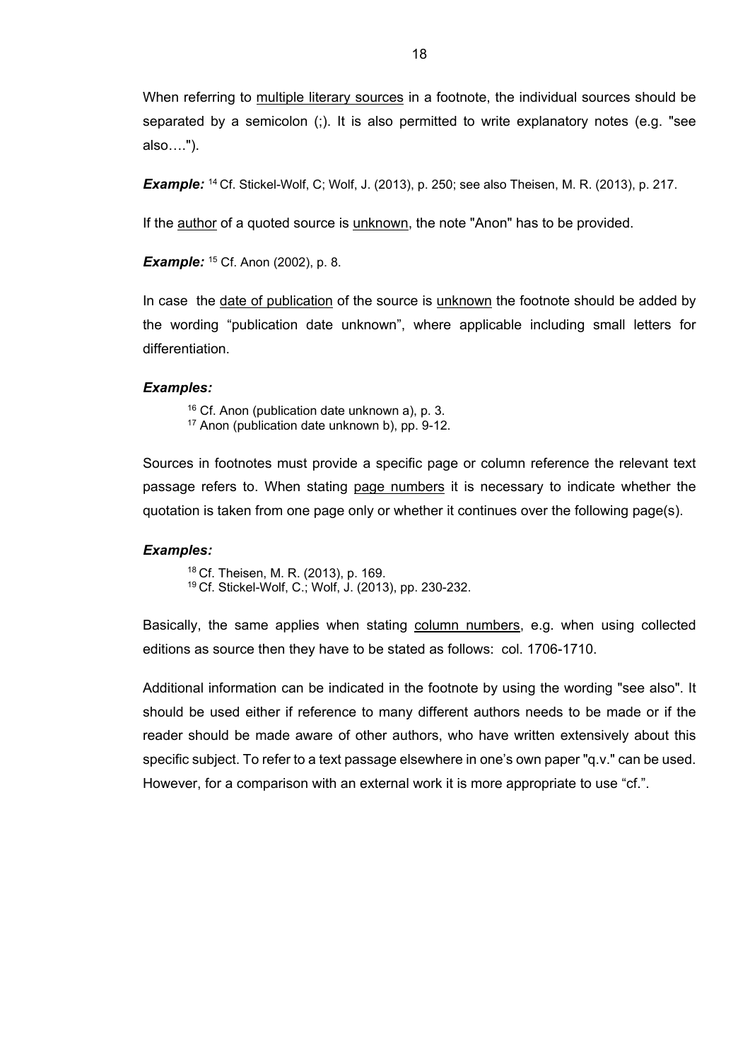When referring to multiple literary sources in a footnote, the individual sources should be separated by a semicolon (;). It is also permitted to write explanatory notes (e.g. "see also….").

***Example:*** [14] Cf. Stickel-Wolf, C; Wolf, J. (2013), p. 250; see also Theisen, M. R. (2013), p. 217.

If the author of a quoted source is unknown, the note "Anon" has to be provided.

***Example:*** [15] Cf. Anon (2002), p. 8.

In case the date of publication of the source is unknown the footnote should be added by the wording "publication date unknown", where applicable including small letters for differentiation.

***Examples:***

[16] Cf. Anon (publication date unknown a), p. 3.
[17] Anon (publication date unknown b), pp. 9-12.

Sources in footnotes must provide a specific page or column reference the relevant text passage refers to. When stating page numbers it is necessary to indicate whether the quotation is taken from one page only or whether it continues over the following page(s).

***Examples:***

[18] Cf. Theisen, M. R. (2013), p. 169.
[19] Cf. Stickel-Wolf, C.; Wolf, J. (2013), pp. 230-232.

Basically, the same applies when stating column numbers, e.g. when using collected editions as source then they have to be stated as follows: col. 1706-1710.

Additional information can be indicated in the footnote by using the wording "see also". It should be used either if reference to many different authors needs to be made or if the reader should be made aware of other authors, who have written extensively about this specific subject. To refer to a text passage elsewhere in one's own paper "q.v." can be used. However, for a comparison with an external work it is more appropriate to use "cf.".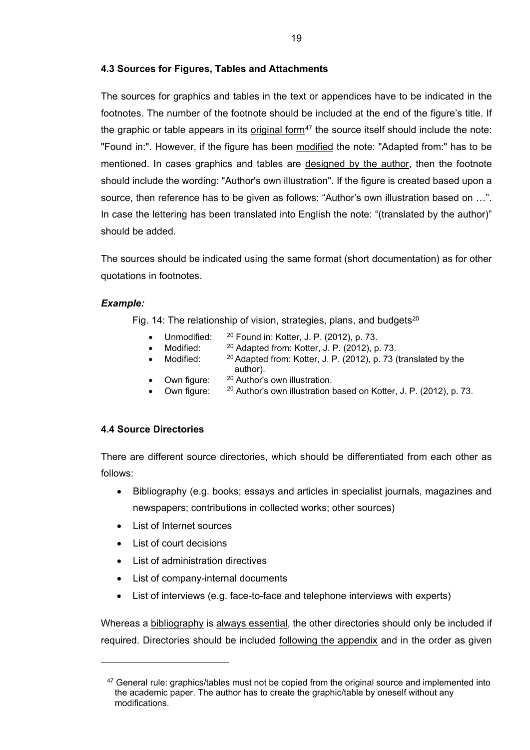### 4.3 Sources for Figures, Tables and Attachments

The sources for graphics and tables in the text or appendices have to be indicated in the footnotes. The number of the footnote should be included at the end of the figure's title. If the graphic or table appears in its original form[47] the source itself should include the note: "Found in:". However, if the figure has been modified the note: "Adapted from:" has to be mentioned. In cases graphics and tables are designed by the author, then the footnote should include the wording: "Author's own illustration". If the figure is created based upon a source, then reference has to be given as follows: "Author's own illustration based on …". In case the lettering has been translated into English the note: "(translated by the author)" should be added.

The sources should be indicated using the same format (short documentation) as for other quotations in footnotes.

***Example:***

Fig. 14: The relationship of vision, strategies, plans, and budgets[20]

- Unmodified: [20] Found in: Kotter, J. P. (2012), p. 73.
- Modified: [20] Adapted from: Kotter, J. P. (2012), p. 73.
- Modified: [20] Adapted from: Kotter, J. P. (2012), p. 73 (translated by the author).
- Own figure: [20] Author's own illustration.
- Own figure: [20] Author's own illustration based on Kotter, J. P. (2012), p. 73.

### 4.4 Source Directories

There are different source directories, which should be differentiated from each other as follows:

- Bibliography (e.g. books; essays and articles in specialist journals, magazines and newspapers; contributions in collected works; other sources)
- List of Internet sources
- List of court decisions
- List of administration directives
- List of company-internal documents
- List of interviews (e.g. face-to-face and telephone interviews with experts)

Whereas a bibliography is always essential, the other directories should only be included if required. Directories should be included following the appendix and in the order as given

---

[47] General rule: graphics/tables must not be copied from the original source and implemented into the academic paper. The author has to create the graphic/table by oneself without any modifications.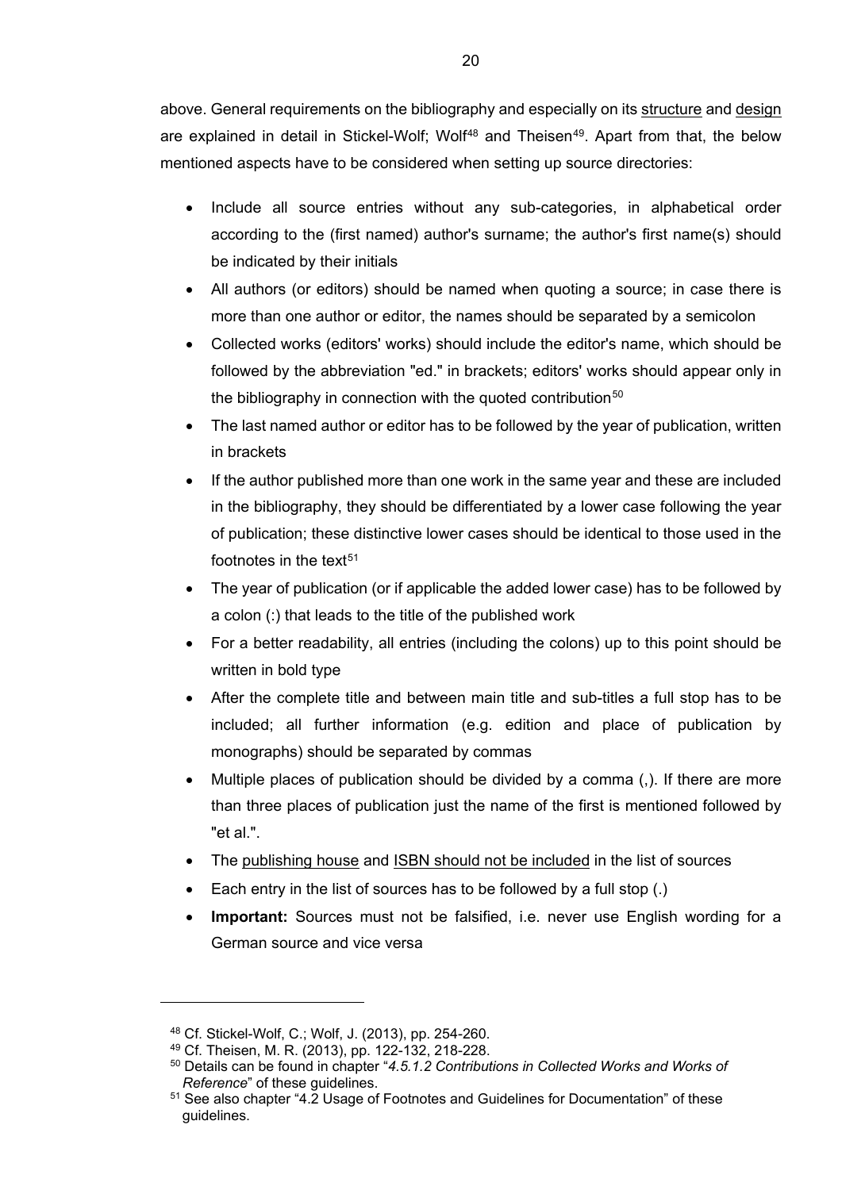above. General requirements on the bibliography and especially on its structure and design are explained in detail in Stickel-Wolf; Wolf[48] and Theisen[49]. Apart from that, the below mentioned aspects have to be considered when setting up source directories:

- Include all source entries without any sub-categories, in alphabetical order according to the (first named) author's surname; the author's first name(s) should be indicated by their initials
- All authors (or editors) should be named when quoting a source; in case there is more than one author or editor, the names should be separated by a semicolon
- Collected works (editors' works) should include the editor's name, which should be followed by the abbreviation "ed." in brackets; editors' works should appear only in the bibliography in connection with the quoted contribution[50]
- The last named author or editor has to be followed by the year of publication, written in brackets
- If the author published more than one work in the same year and these are included in the bibliography, they should be differentiated by a lower case following the year of publication; these distinctive lower cases should be identical to those used in the footnotes in the text[51]
- The year of publication (or if applicable the added lower case) has to be followed by a colon (:) that leads to the title of the published work
- For a better readability, all entries (including the colons) up to this point should be written in bold type
- After the complete title and between main title and sub-titles a full stop has to be included; all further information (e.g. edition and place of publication by monographs) should be separated by commas
- Multiple places of publication should be divided by a comma (,). If there are more than three places of publication just the name of the first is mentioned followed by "et al.".
- The publishing house and ISBN should not be included in the list of sources
- Each entry in the list of sources has to be followed by a full stop (.)
- **Important:** Sources must not be falsified, i.e. never use English wording for a German source and vice versa

---

[48] Cf. Stickel-Wolf, C.; Wolf, J. (2013), pp. 254-260.

[49] Cf. Theisen, M. R. (2013), pp. 122-132, 218-228.

[50] Details can be found in chapter "*4.5.1.2 Contributions in Collected Works and Works of Reference*" of these guidelines.

[51] See also chapter "4.2 Usage of Footnotes and Guidelines for Documentation" of these guidelines.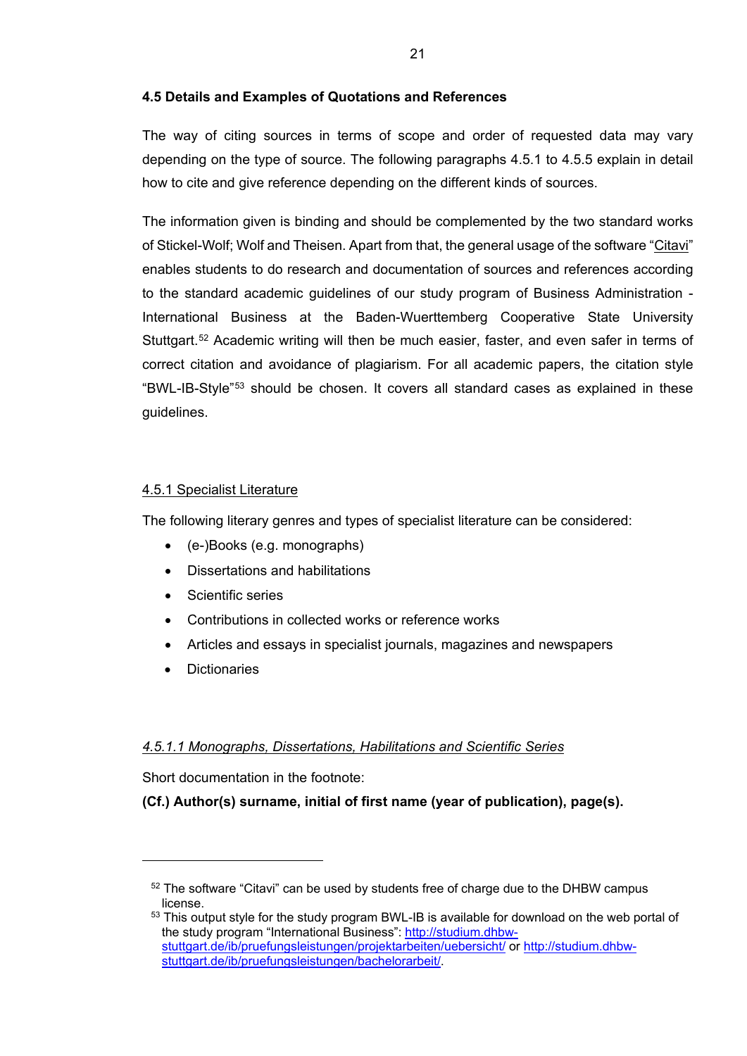### 4.5 Details and Examples of Quotations and References

The way of citing sources in terms of scope and order of requested data may vary depending on the type of source. The following paragraphs 4.5.1 to 4.5.5 explain in detail how to cite and give reference depending on the different kinds of sources.

The information given is binding and should be complemented by the two standard works of Stickel-Wolf; Wolf and Theisen. Apart from that, the general usage of the software "Citavi" enables students to do research and documentation of sources and references according to the standard academic guidelines of our study program of Business Administration - International Business at the Baden-Wuerttemberg Cooperative State University Stuttgart.[52] Academic writing will then be much easier, faster, and even safer in terms of correct citation and avoidance of plagiarism. For all academic papers, the citation style "BWL-IB-Style"[53] should be chosen. It covers all standard cases as explained in these guidelines.

#### 4.5.1 Specialist Literature

The following literary genres and types of specialist literature can be considered:

- (e-)Books (e.g. monographs)
- Dissertations and habilitations
- Scientific series
- Contributions in collected works or reference works
- Articles and essays in specialist journals, magazines and newspapers
- Dictionaries

##### *4.5.1.1 Monographs, Dissertations, Habilitations and Scientific Series*

Short documentation in the footnote:

**(Cf.) Author(s) surname, initial of first name (year of publication), page(s).**

---

[52] The software "Citavi" can be used by students free of charge due to the DHBW campus license.

[53] This output style for the study program BWL-IB is available for download on the web portal of the study program "International Business": http://studium.dhbw-stuttgart.de/ib/pruefungsleistungen/projektarbeiten/uebersicht/ or http://studium.dhbw-stuttgart.de/ib/pruefungsleistungen/bachelorarbeit/.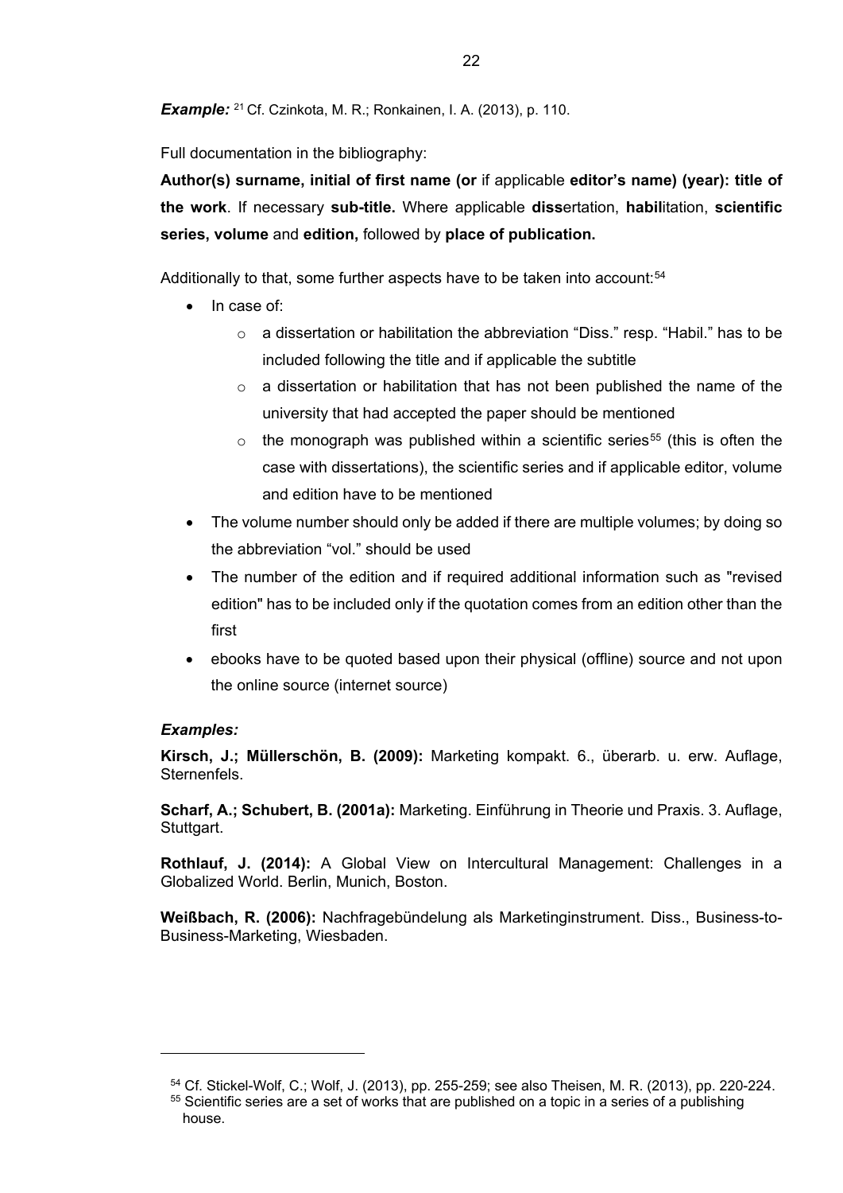***Example:*** [21] Cf. Czinkota, M. R.; Ronkainen, I. A. (2013), p. 110.

Full documentation in the bibliography:

**Author(s) surname, initial of first name (or** if applicable **editor's name) (year): title of the work**. If necessary **sub-title.** Where applicable **diss**ertation, **habil**itation, **scientific series, volume** and **edition,** followed by **place of publication.**

Additionally to that, some further aspects have to be taken into account:[54]

- In case of:
  - a dissertation or habilitation the abbreviation "Diss." resp. "Habil." has to be included following the title and if applicable the subtitle
  - a dissertation or habilitation that has not been published the name of the university that had accepted the paper should be mentioned
  - the monograph was published within a scientific series[55] (this is often the case with dissertations), the scientific series and if applicable editor, volume and edition have to be mentioned
- The volume number should only be added if there are multiple volumes; by doing so the abbreviation "vol." should be used
- The number of the edition and if required additional information such as "revised edition" has to be included only if the quotation comes from an edition other than the first
- ebooks have to be quoted based upon their physical (offline) source and not upon the online source (internet source)

***Examples:***

**Kirsch, J.; Müllerschön, B. (2009):** Marketing kompakt. 6., überarb. u. erw. Auflage, Sternenfels.

**Scharf, A.; Schubert, B. (2001a):** Marketing. Einführung in Theorie und Praxis. 3. Auflage, Stuttgart.

**Rothlauf, J. (2014):** A Global View on Intercultural Management: Challenges in a Globalized World. Berlin, Munich, Boston.

**Weißbach, R. (2006):** Nachfragebündelung als Marketinginstrument. Diss., Business-to-Business-Marketing, Wiesbaden.

---

[54] Cf. Stickel-Wolf, C.; Wolf, J. (2013), pp. 255-259; see also Theisen, M. R. (2013), pp. 220-224.

[55] Scientific series are a set of works that are published on a topic in a series of a publishing house.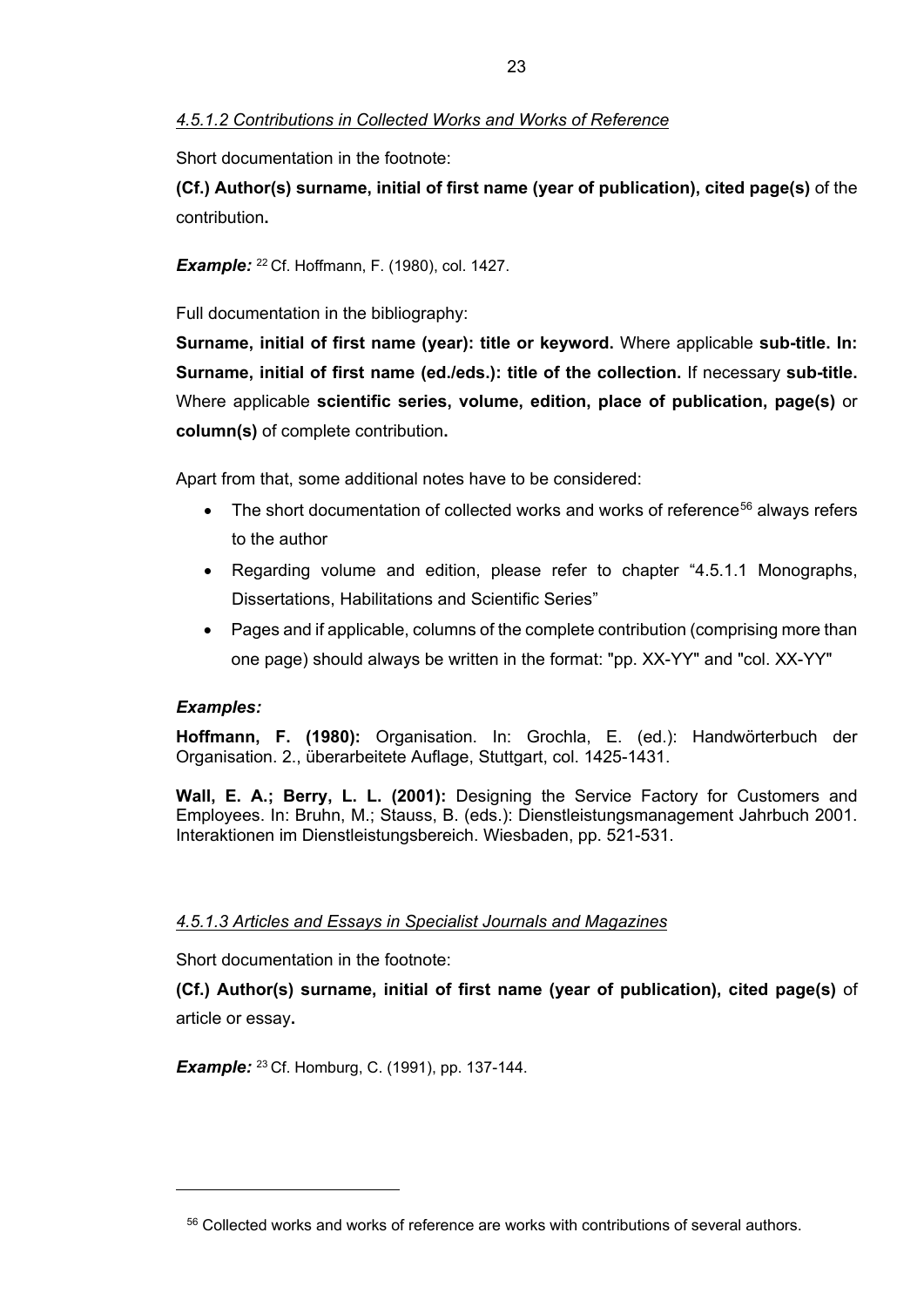#### *4.5.1.2 Contributions in Collected Works and Works of Reference*

Short documentation in the footnote:

**(Cf.) Author(s) surname, initial of first name (year of publication), cited page(s)** of the contribution**.**

***Example:*** [22] Cf. Hoffmann, F. (1980), col. 1427.

Full documentation in the bibliography:

**Surname, initial of first name (year): title or keyword.** Where applicable **sub-title. In: Surname, initial of first name (ed./eds.): title of the collection.** If necessary **sub-title.** Where applicable **scientific series, volume, edition, place of publication, page(s)** or **column(s)** of complete contribution**.**

Apart from that, some additional notes have to be considered:

- The short documentation of collected works and works of reference[56] always refers to the author
- Regarding volume and edition, please refer to chapter "4.5.1.1 Monographs, Dissertations, Habilitations and Scientific Series"
- Pages and if applicable, columns of the complete contribution (comprising more than one page) should always be written in the format: "pp. XX-YY" and "col. XX-YY"

***Examples:***

**Hoffmann, F. (1980):** Organisation. In: Grochla, E. (ed.): Handwörterbuch der Organisation. 2., überarbeitete Auflage, Stuttgart, col. 1425-1431.

**Wall, E. A.; Berry, L. L. (2001):** Designing the Service Factory for Customers and Employees. In: Bruhn, M.; Stauss, B. (eds.): Dienstleistungsmanagement Jahrbuch 2001. Interaktionen im Dienstleistungsbereich. Wiesbaden, pp. 521-531.

#### *4.5.1.3 Articles and Essays in Specialist Journals and Magazines*

Short documentation in the footnote:

**(Cf.) Author(s) surname, initial of first name (year of publication), cited page(s)** of article or essay**.**

***Example:*** [23] Cf. Homburg, C. (1991), pp. 137-144.

---

[56] Collected works and works of reference are works with contributions of several authors.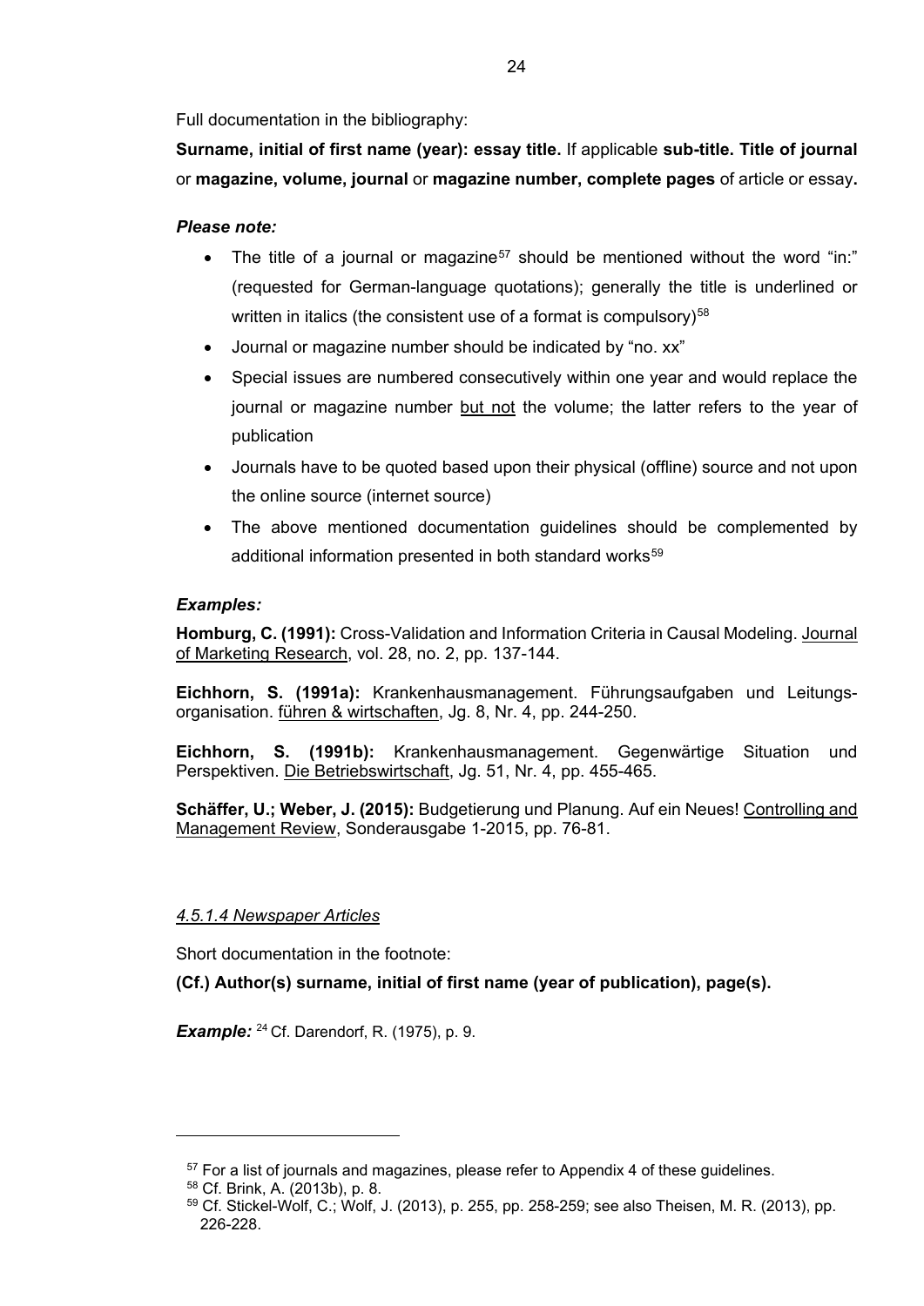Full documentation in the bibliography:

**Surname, initial of first name (year): essay title.** If applicable **sub-title. Title of journal** or **magazine, volume, journal** or **magazine number, complete pages** of article or essay**.**

***Please note:***

- The title of a journal or magazine[57] should be mentioned without the word "in:" (requested for German-language quotations); generally the title is underlined or written in italics (the consistent use of a format is compulsory)[58]
- Journal or magazine number should be indicated by "no. xx"
- Special issues are numbered consecutively within one year and would replace the journal or magazine number <u>but not</u> the volume; the latter refers to the year of publication
- Journals have to be quoted based upon their physical (offline) source and not upon the online source (internet source)
- The above mentioned documentation guidelines should be complemented by additional information presented in both standard works[59]

***Examples:***

**Homburg, C. (1991):** Cross-Validation and Information Criteria in Causal Modeling. <u>Journal of Marketing Research</u>, vol. 28, no. 2, pp. 137-144.

**Eichhorn, S. (1991a):** Krankenhausmanagement. Führungsaufgaben und Leitungs-organisation. <u>führen & wirtschaften</u>, Jg. 8, Nr. 4, pp. 244-250.

**Eichhorn, S. (1991b):** Krankenhausmanagement. Gegenwärtige Situation und Perspektiven. <u>Die Betriebswirtschaft</u>, Jg. 51, Nr. 4, pp. 455-465.

**Schäffer, U.; Weber, J. (2015):** Budgetierung und Planung. Auf ein Neues! <u>Controlling and Management Review</u>, Sonderausgabe 1-2015, pp. 76-81.

*4.5.1.4 Newspaper Articles*

Short documentation in the footnote:

**(Cf.) Author(s) surname, initial of first name (year of publication), page(s).**

***Example:*** [24] Cf. Darendorf, R. (1975), p. 9.

---

[57] For a list of journals and magazines, please refer to Appendix 4 of these guidelines.

[58] Cf. Brink, A. (2013b), p. 8.

[59] Cf. Stickel-Wolf, C.; Wolf, J. (2013), p. 255, pp. 258-259; see also Theisen, M. R. (2013), pp. 226-228.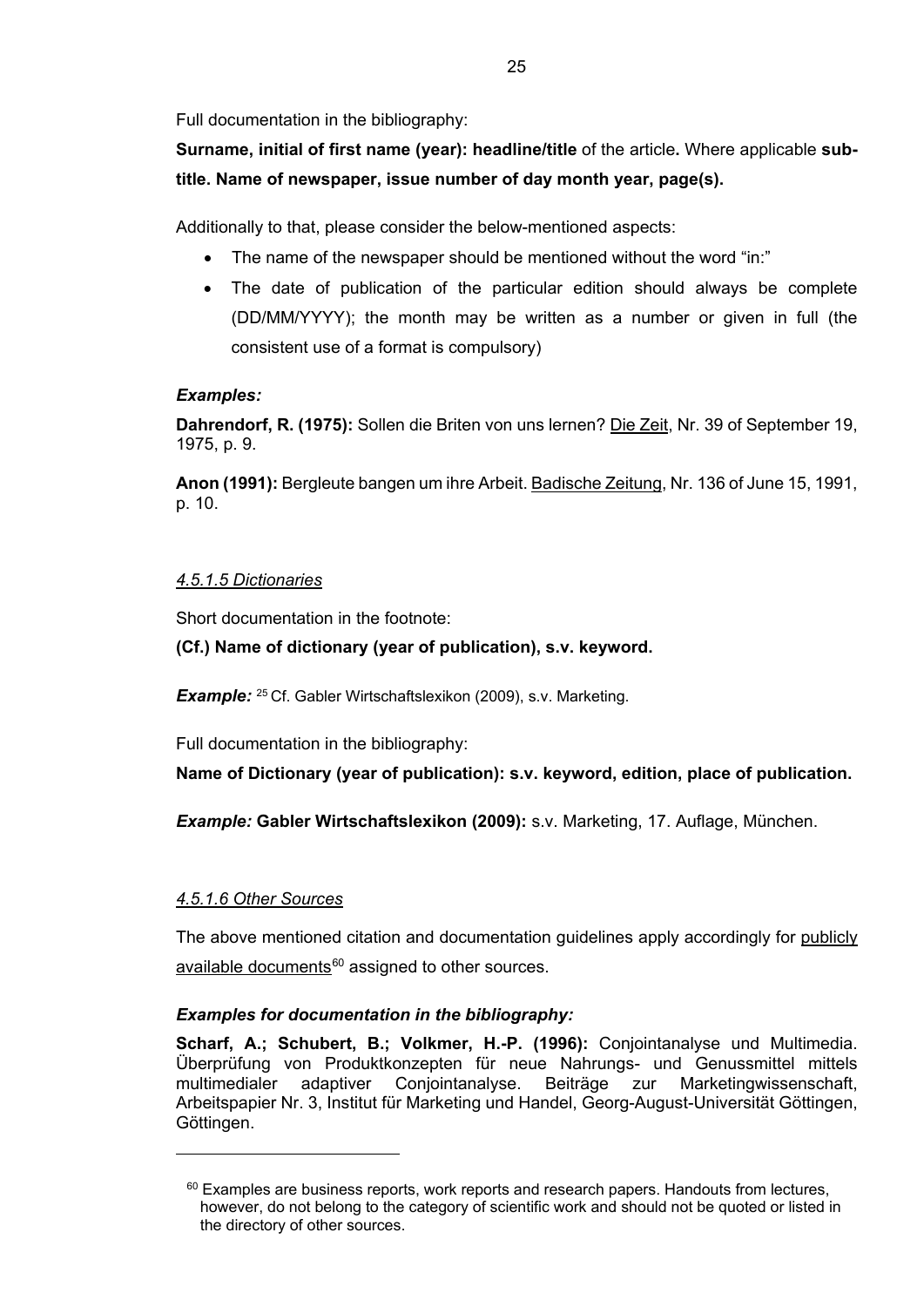Full documentation in the bibliography:

**Surname, initial of first name (year): headline/title** of the article**.** Where applicable **sub-title. Name of newspaper, issue number of day month year, page(s).**

Additionally to that, please consider the below-mentioned aspects:

- The name of the newspaper should be mentioned without the word "in:"
- The date of publication of the particular edition should always be complete (DD/MM/YYYY); the month may be written as a number or given in full (the consistent use of a format is compulsory)

***Examples:***

**Dahrendorf, R. (1975):** Sollen die Briten von uns lernen? <u>Die Zeit</u>, Nr. 39 of September 19, 1975, p. 9.

**Anon (1991):** Bergleute bangen um ihre Arbeit. <u>Badische Zeitung</u>, Nr. 136 of June 15, 1991, p. 10.

#### *4.5.1.5 Dictionaries*

Short documentation in the footnote:

**(Cf.) Name of dictionary (year of publication), s.v. keyword.**

***Example:*** [25] Cf. Gabler Wirtschaftslexikon (2009), s.v. Marketing.

Full documentation in the bibliography:

**Name of Dictionary (year of publication): s.v. keyword, edition, place of publication.**

***Example:*** **Gabler Wirtschaftslexikon (2009):** s.v. Marketing, 17. Auflage, München.

#### *4.5.1.6 Other Sources*

The above mentioned citation and documentation guidelines apply accordingly for <u>publicly available documents</u>[60] assigned to other sources.

***Examples for documentation in the bibliography:***

**Scharf, A.; Schubert, B.; Volkmer, H.-P. (1996):** Conjointanalyse und Multimedia. Überprüfung von Produktkonzepten für neue Nahrungs- und Genussmittel mittels multimedialer adaptiver Conjointanalyse. Beiträge zur Marketingwissenschaft, Arbeitspapier Nr. 3, Institut für Marketing und Handel, Georg-August-Universität Göttingen, Göttingen.

---

[60] Examples are business reports, work reports and research papers. Handouts from lectures, however, do not belong to the category of scientific work and should not be quoted or listed in the directory of other sources.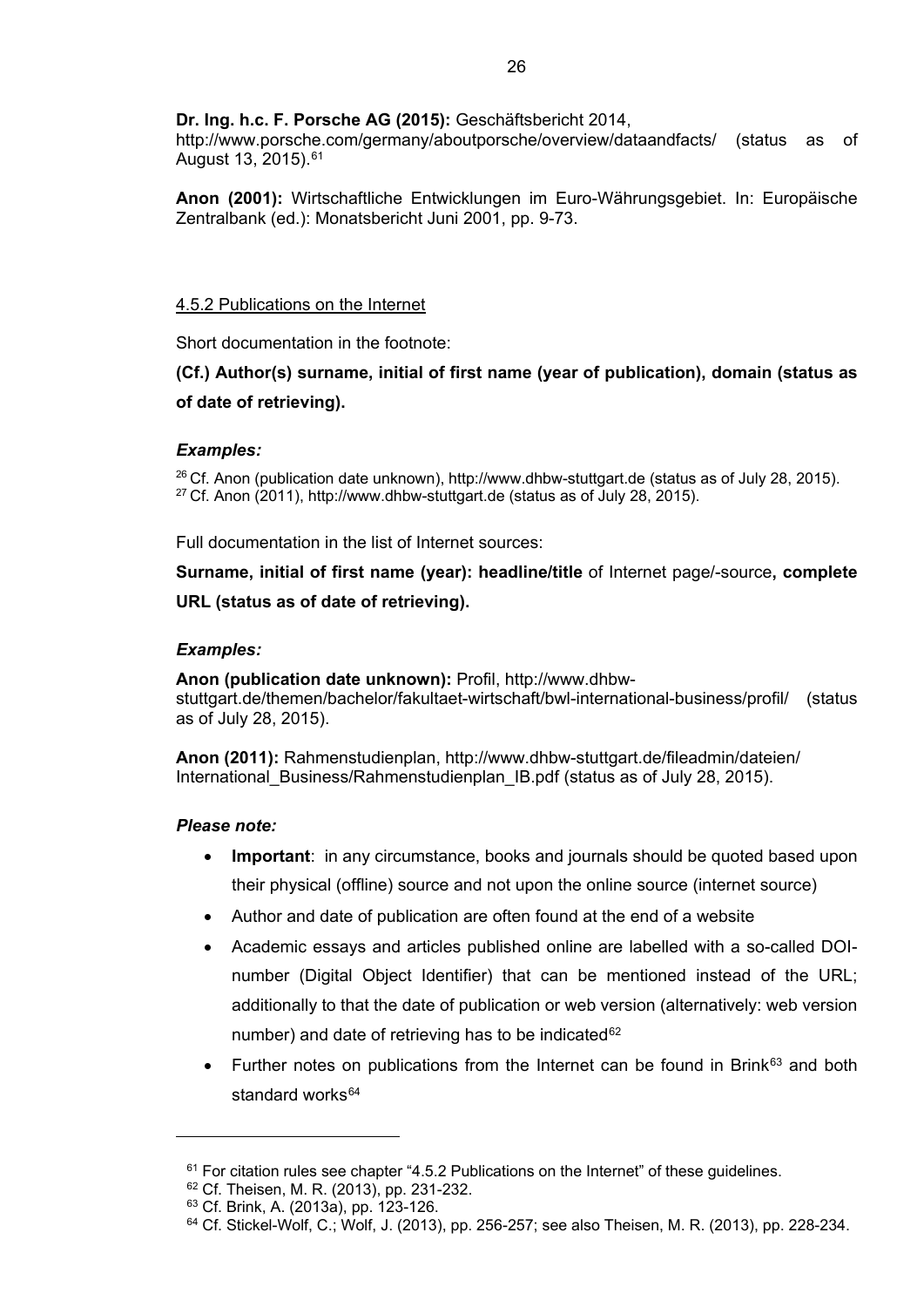**Dr. Ing. h.c. F. Porsche AG (2015):** Geschäftsbericht 2014, http://www.porsche.com/germany/aboutporsche/overview/dataandfacts/ (status as of August 13, 2015).[61]

**Anon (2001):** Wirtschaftliche Entwicklungen im Euro-Währungsgebiet. In: Europäische Zentralbank (ed.): Monatsbericht Juni 2001, pp. 9-73.

### 4.5.2 Publications on the Internet

Short documentation in the footnote:

**(Cf.) Author(s) surname, initial of first name (year of publication), domain (status as of date of retrieving).**

***Examples:***

[26] Cf. Anon (publication date unknown), http://www.dhbw-stuttgart.de (status as of July 28, 2015).
[27] Cf. Anon (2011), http://www.dhbw-stuttgart.de (status as of July 28, 2015).

Full documentation in the list of Internet sources:

**Surname, initial of first name (year): headline/title** of Internet page/-source**, complete URL (status as of date of retrieving).**

***Examples:***

**Anon (publication date unknown):** Profil, http://www.dhbw-stuttgart.de/themen/bachelor/fakultaet-wirtschaft/bwl-international-business/profil/ (status as of July 28, 2015).

**Anon (2011):** Rahmenstudienplan, http://www.dhbw-stuttgart.de/fileadmin/dateien/International_Business/Rahmenstudienplan_IB.pdf (status as of July 28, 2015).

***Please note:***

- **Important**: in any circumstance, books and journals should be quoted based upon their physical (offline) source and not upon the online source (internet source)
- Author and date of publication are often found at the end of a website
- Academic essays and articles published online are labelled with a so-called DOI-number (Digital Object Identifier) that can be mentioned instead of the URL; additionally to that the date of publication or web version (alternatively: web version number) and date of retrieving has to be indicated[62]
- Further notes on publications from the Internet can be found in Brink[63] and both standard works[64]

---

[61] For citation rules see chapter "4.5.2 Publications on the Internet" of these guidelines.
[62] Cf. Theisen, M. R. (2013), pp. 231-232.
[63] Cf. Brink, A. (2013a), pp. 123-126.
[64] Cf. Stickel-Wolf, C.; Wolf, J. (2013), pp. 256-257; see also Theisen, M. R. (2013), pp. 228-234.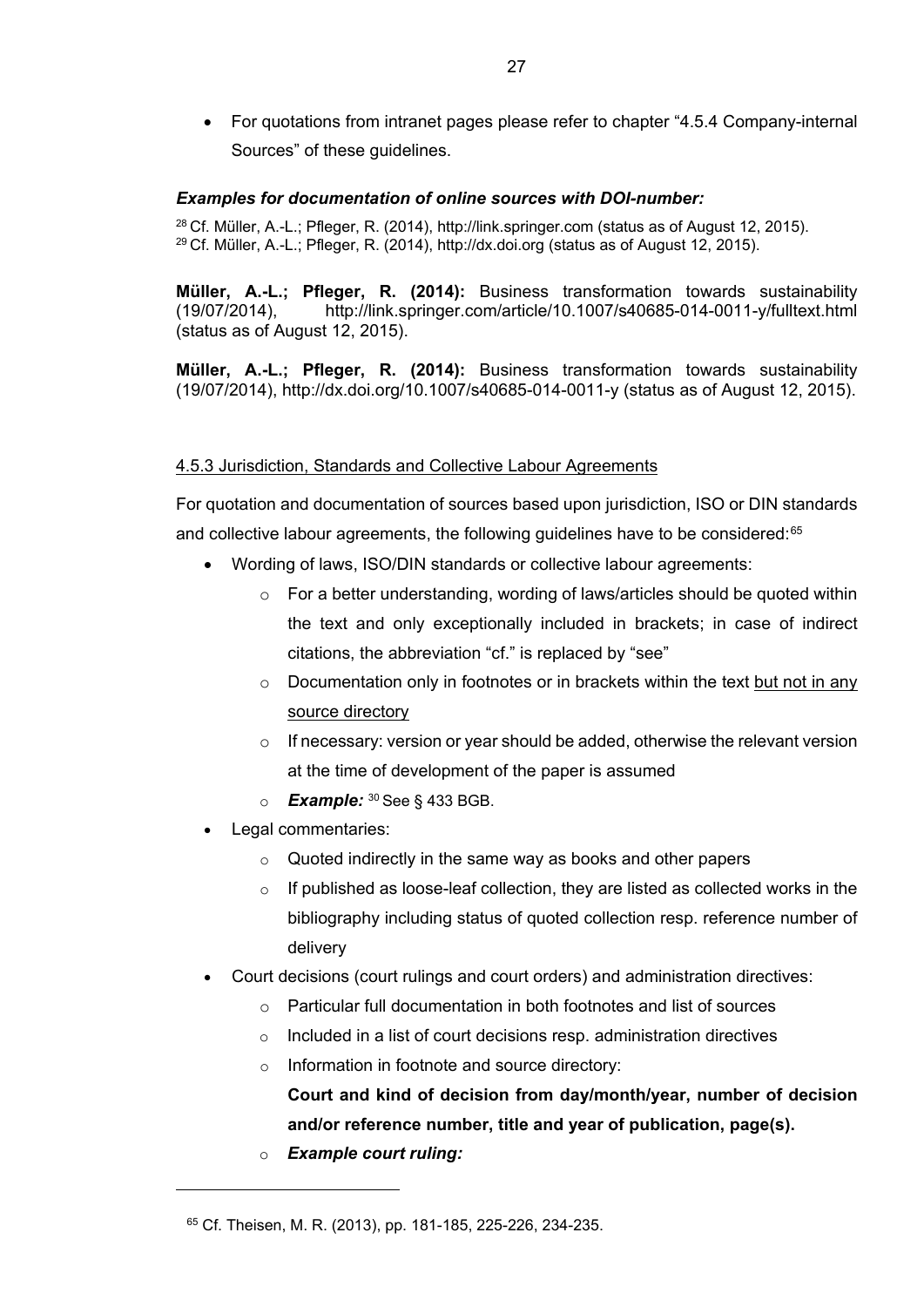- For quotations from intranet pages please refer to chapter "4.5.4 Company-internal Sources" of these guidelines.

***Examples for documentation of online sources with DOI-number:***

[28] Cf. Müller, A.-L.; Pfleger, R. (2014), http://link.springer.com (status as of August 12, 2015).
[29] Cf. Müller, A.-L.; Pfleger, R. (2014), http://dx.doi.org (status as of August 12, 2015).

**Müller, A.-L.; Pfleger, R. (2014):** Business transformation towards sustainability (19/07/2014), http://link.springer.com/article/10.1007/s40685-014-0011-y/fulltext.html (status as of August 12, 2015).

**Müller, A.-L.; Pfleger, R. (2014):** Business transformation towards sustainability (19/07/2014), http://dx.doi.org/10.1007/s40685-014-0011-y (status as of August 12, 2015).

### 4.5.3 Jurisdiction, Standards and Collective Labour Agreements

For quotation and documentation of sources based upon jurisdiction, ISO or DIN standards and collective labour agreements, the following guidelines have to be considered:[65]

- Wording of laws, ISO/DIN standards or collective labour agreements:
  - For a better understanding, wording of laws/articles should be quoted within the text and only exceptionally included in brackets; in case of indirect citations, the abbreviation "cf." is replaced by "see"
  - Documentation only in footnotes or in brackets within the text <u>but not in any source directory</u>
  - If necessary: version or year should be added, otherwise the relevant version at the time of development of the paper is assumed
  - ***Example:*** [30] See § 433 BGB.
- Legal commentaries:
  - Quoted indirectly in the same way as books and other papers
  - If published as loose-leaf collection, they are listed as collected works in the bibliography including status of quoted collection resp. reference number of delivery
- Court decisions (court rulings and court orders) and administration directives:
  - Particular full documentation in both footnotes and list of sources
  - Included in a list of court decisions resp. administration directives
  - Information in footnote and source directory:
    **Court and kind of decision from day/month/year, number of decision and/or reference number, title and year of publication, page(s).**
  - ***Example court ruling:***

---

[65] Cf. Theisen, M. R. (2013), pp. 181-185, 225-226, 234-235.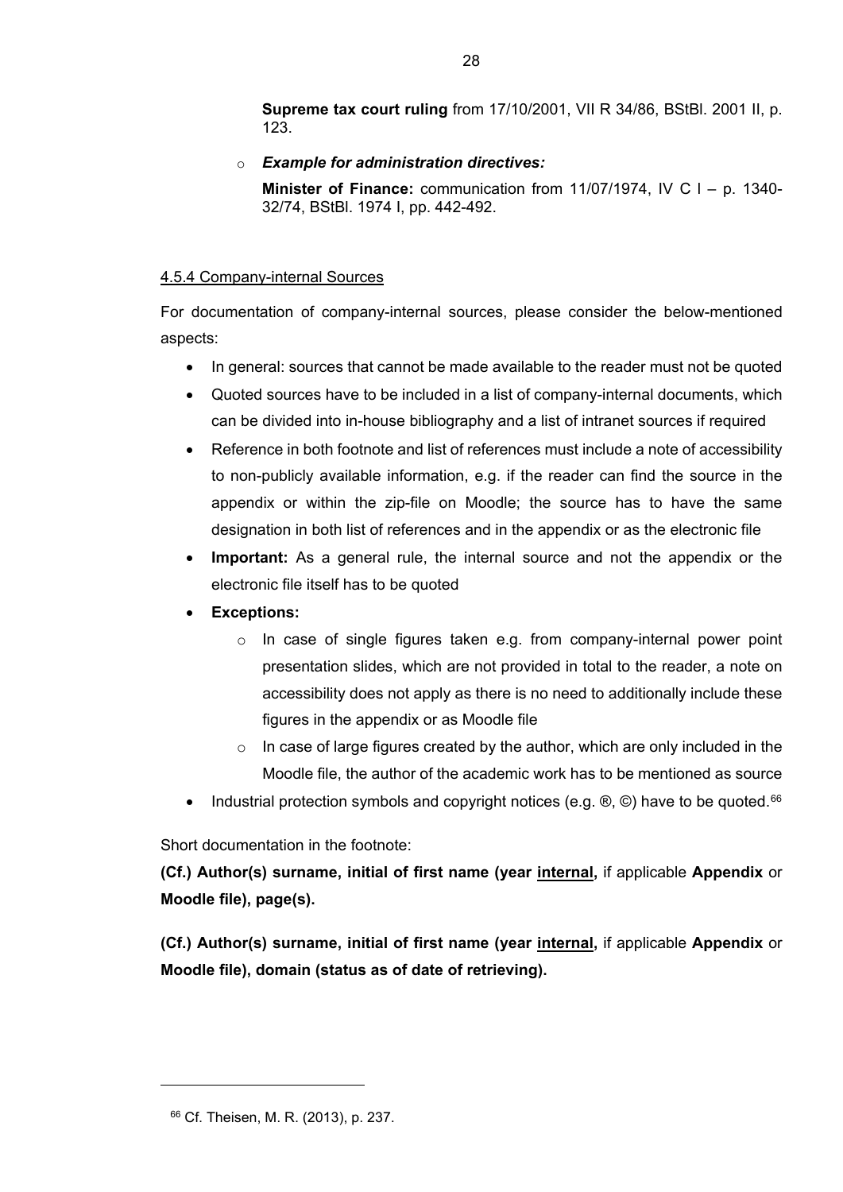**Supreme tax court ruling** from 17/10/2001, VII R 34/86, BStBl. 2001 II, p. 123.

- ***Example for administration directives:***

  **Minister of Finance:** communication from 11/07/1974, IV C I – p. 1340-32/74, BStBl. 1974 I, pp. 442-492.

#### 4.5.4 Company-internal Sources

For documentation of company-internal sources, please consider the below-mentioned aspects:

- In general: sources that cannot be made available to the reader must not be quoted
- Quoted sources have to be included in a list of company-internal documents, which can be divided into in-house bibliography and a list of intranet sources if required
- Reference in both footnote and list of references must include a note of accessibility to non-publicly available information, e.g. if the reader can find the source in the appendix or within the zip-file on Moodle; the source has to have the same designation in both list of references and in the appendix or as the electronic file
- **Important:** As a general rule, the internal source and not the appendix or the electronic file itself has to be quoted
- **Exceptions:**
  - In case of single figures taken e.g. from company-internal power point presentation slides, which are not provided in total to the reader, a note on accessibility does not apply as there is no need to additionally include these figures in the appendix or as Moodle file
  - In case of large figures created by the author, which are only included in the Moodle file, the author of the academic work has to be mentioned as source
- Industrial protection symbols and copyright notices (e.g. ®, ©) have to be quoted.[66]

Short documentation in the footnote:

**(Cf.) Author(s) surname, initial of first name (year <u>internal</u>,** if applicable **Appendix** or **Moodle file), page(s).**

**(Cf.) Author(s) surname, initial of first name (year <u>internal</u>,** if applicable **Appendix** or **Moodle file), domain (status as of date of retrieving).**

---

[66] Cf. Theisen, M. R. (2013), p. 237.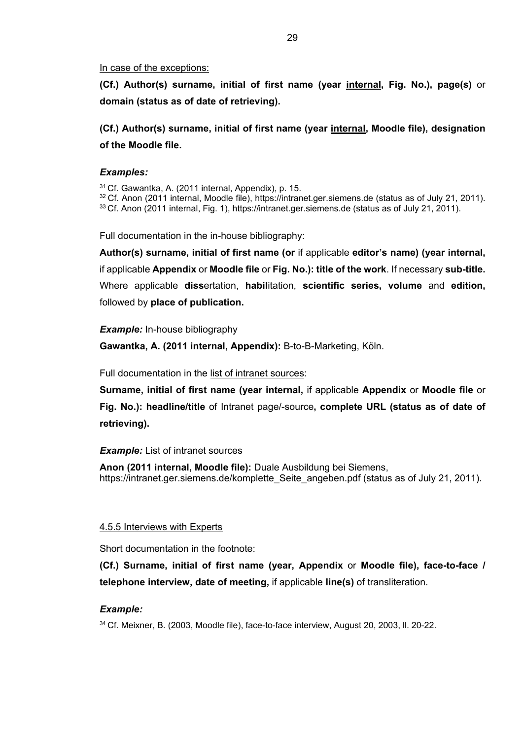<u>In case of the exceptions:</u>

**(Cf.) Author(s) surname, initial of first name (year <u>internal</u>, Fig. No.), page(s)** or **domain (status as of date of retrieving).**

**(Cf.) Author(s) surname, initial of first name (year <u>internal</u>, Moodle file), designation of the Moodle file.**

***Examples:***

[31] Cf. Gawantka, A. (2011 internal, Appendix), p. 15.
[32] Cf. Anon (2011 internal, Moodle file), https://intranet.ger.siemens.de (status as of July 21, 2011).
[33] Cf. Anon (2011 internal, Fig. 1), https://intranet.ger.siemens.de (status as of July 21, 2011).

Full documentation in the in-house bibliography:

**Author(s) surname, initial of first name (or** if applicable **editor's name) (year internal,** if applicable **Appendix** or **Moodle file** or **Fig. No.): title of the work**. If necessary **sub-title.** Where applicable **diss**ertation, **habil**itation, **scientific series, volume** and **edition,** followed by **place of publication.**

***Example:*** In-house bibliography

**Gawantka, A. (2011 internal, Appendix):** B-to-B-Marketing, Köln.

Full documentation in the <u>list of intranet sources</u>:

**Surname, initial of first name (year internal,** if applicable **Appendix** or **Moodle file** or **Fig. No.): headline/title** of Intranet page/-source**, complete URL (status as of date of retrieving).**

***Example:*** List of intranet sources

**Anon (2011 internal, Moodle file):** Duale Ausbildung bei Siemens, https://intranet.ger.siemens.de/komplette_Seite_angeben.pdf (status as of July 21, 2011).

<u>4.5.5 Interviews with Experts</u>

Short documentation in the footnote:

**(Cf.) Surname, initial of first name (year, Appendix** or **Moodle file), face-to-face / telephone interview, date of meeting,** if applicable **line(s)** of transliteration.

***Example:***

[34] Cf. Meixner, B. (2003, Moodle file), face-to-face interview, August 20, 2003, ll. 20-22.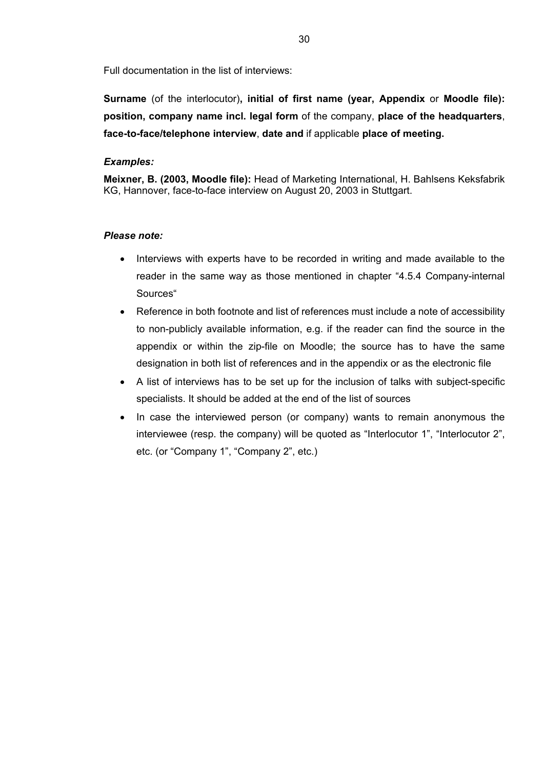Full documentation in the list of interviews:

**Surname** (of the interlocutor)**, initial of first name (year, Appendix** or **Moodle file): position, company name incl. legal form** of the company, **place of the headquarters**, **face-to-face/telephone interview**, **date and** if applicable **place of meeting.**

***Examples:***

**Meixner, B. (2003, Moodle file):** Head of Marketing International, H. Bahlsens Keksfabrik KG, Hannover, face-to-face interview on August 20, 2003 in Stuttgart.

***Please note:***

- Interviews with experts have to be recorded in writing and made available to the reader in the same way as those mentioned in chapter "4.5.4 Company-internal Sources"
- Reference in both footnote and list of references must include a note of accessibility to non-publicly available information, e.g. if the reader can find the source in the appendix or within the zip-file on Moodle; the source has to have the same designation in both list of references and in the appendix or as the electronic file
- A list of interviews has to be set up for the inclusion of talks with subject-specific specialists. It should be added at the end of the list of sources
- In case the interviewed person (or company) wants to remain anonymous the interviewee (resp. the company) will be quoted as "Interlocutor 1", "Interlocutor 2", etc. (or "Company 1", "Company 2", etc.)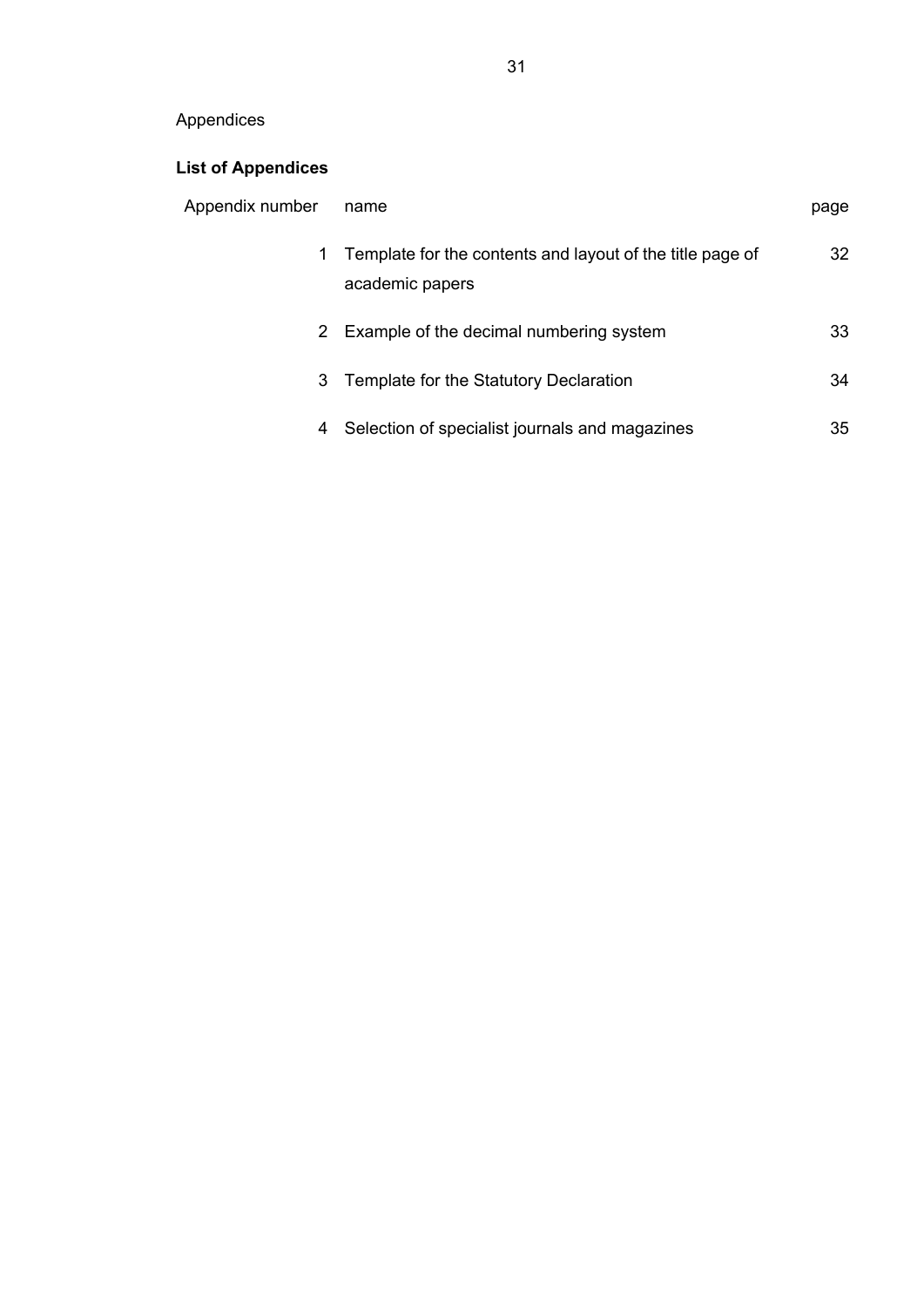Appendices

## List of Appendices

| Appendix number | name | page |
| --- | --- | --- |
| 1 | Template for the contents and layout of the title page of academic papers | 32 |
| 2 | Example of the decimal numbering system | 33 |
| 3 | Template for the Statutory Declaration | 34 |
| 4 | Selection of specialist journals and magazines | 35 |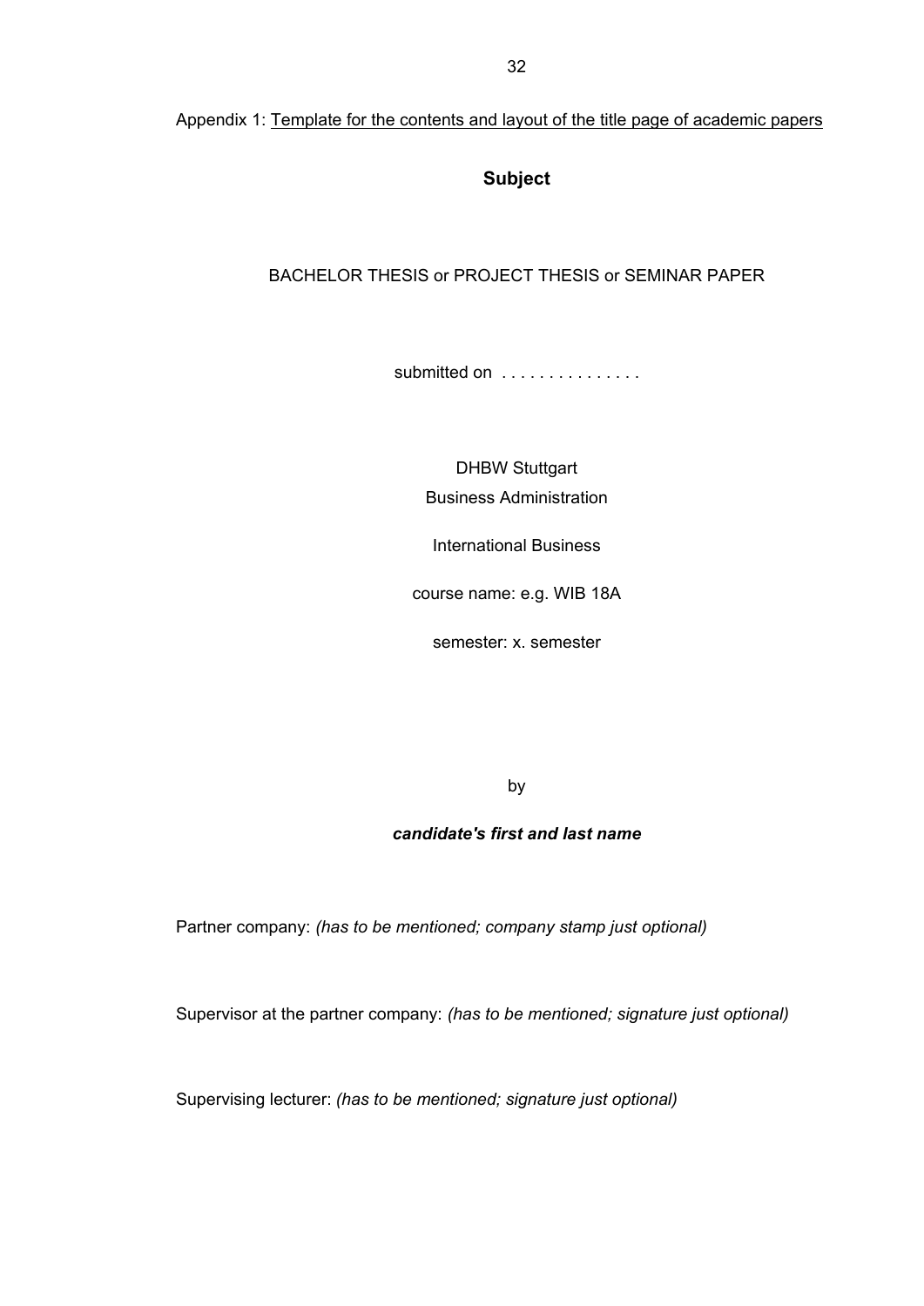Appendix 1: Template for the contents and layout of the title page of academic papers

**Subject**

BACHELOR THESIS or PROJECT THESIS or SEMINAR PAPER

submitted on . . . . . . . . . . . . . . .

DHBW Stuttgart

Business Administration

International Business

course name: e.g. WIB 18A

semester: x. semester

by

***candidate's first and last name***

Partner company: *(has to be mentioned; company stamp just optional)*

Supervisor at the partner company: *(has to be mentioned; signature just optional)*

Supervising lecturer: *(has to be mentioned; signature just optional)*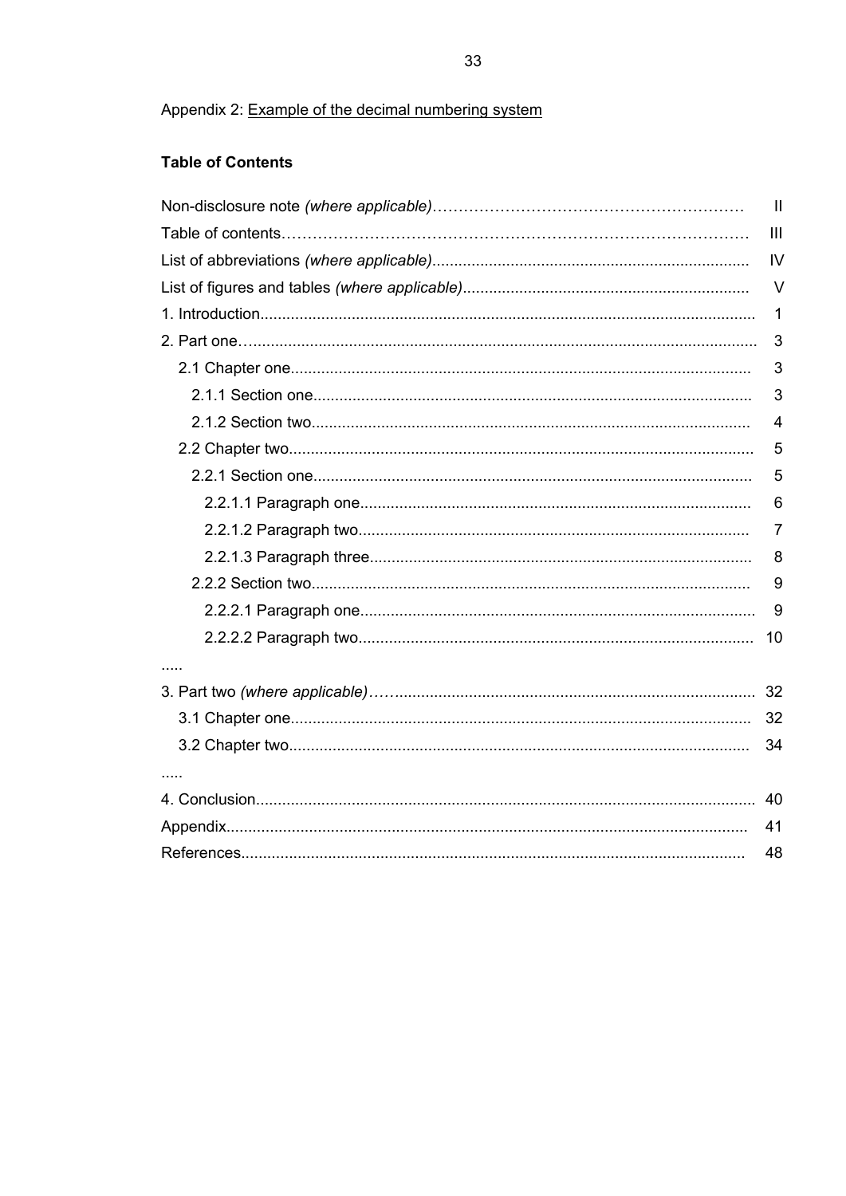Appendix 2: Example of the decimal numbering system

**Table of Contents**

Non-disclosure note *(where applicable)*………………………………………………… II
Table of contents………………………………………………………………………… III
List of abbreviations *(where applicable)*........................................................................ IV
List of figures and tables *(where applicable)*................................................................. V
1. Introduction................................................................................................................ 1
2. Part one…................................................................................................................... 3
  2.1 Chapter one......................................................................................................... 3
    2.1.1 Section one.................................................................................................... 3
    2.1.2 Section two.................................................................................................... 4
  2.2 Chapter two.......................................................................................................... 5
    2.2.1 Section one.................................................................................................... 5
      2.2.1.1 Paragraph one......................................................................................... 6
      2.2.1.2 Paragraph two......................................................................................... 7
      2.2.1.3 Paragraph three....................................................................................... 8
    2.2.2 Section two.................................................................................................... 9
      2.2.2.1 Paragraph one......................................................................................... 9
      2.2.2.2 Paragraph two......................................................................................... 10
.....
3. Part two *(where applicable)*……................................................................................ 32
  3.1 Chapter one......................................................................................................... 32
  3.2 Chapter two......................................................................................................... 34
.....
4. Conclusion.................................................................................................................. 40
Appendix...................................................................................................................... 41
References................................................................................................................... 48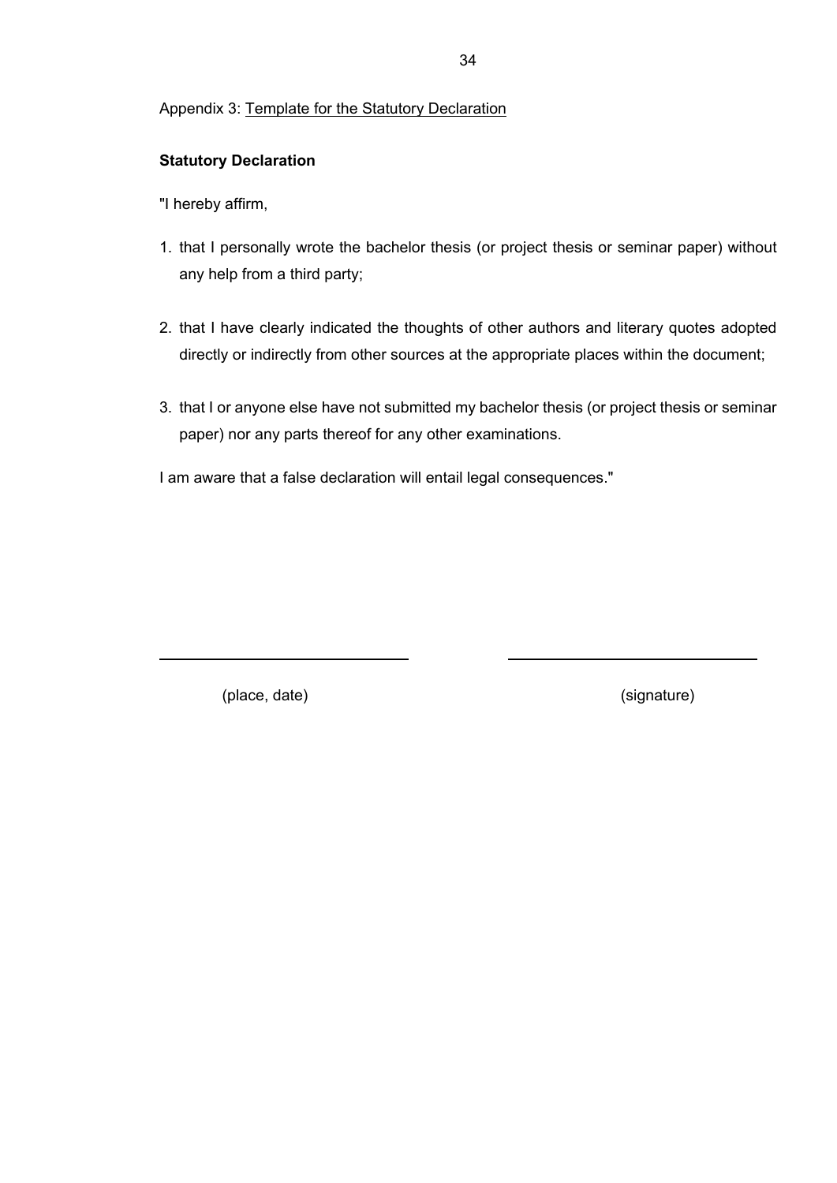Appendix 3: Template for the Statutory Declaration

**Statutory Declaration**

"I hereby affirm,

1. that I personally wrote the bachelor thesis (or project thesis or seminar paper) without any help from a third party;

2. that I have clearly indicated the thoughts of other authors and literary quotes adopted directly or indirectly from other sources at the appropriate places within the document;

3. that I or anyone else have not submitted my bachelor thesis (or project thesis or seminar paper) nor any parts thereof for any other examinations.

I am aware that a false declaration will entail legal consequences."

______________________________ ______________________________

(place, date) (signature)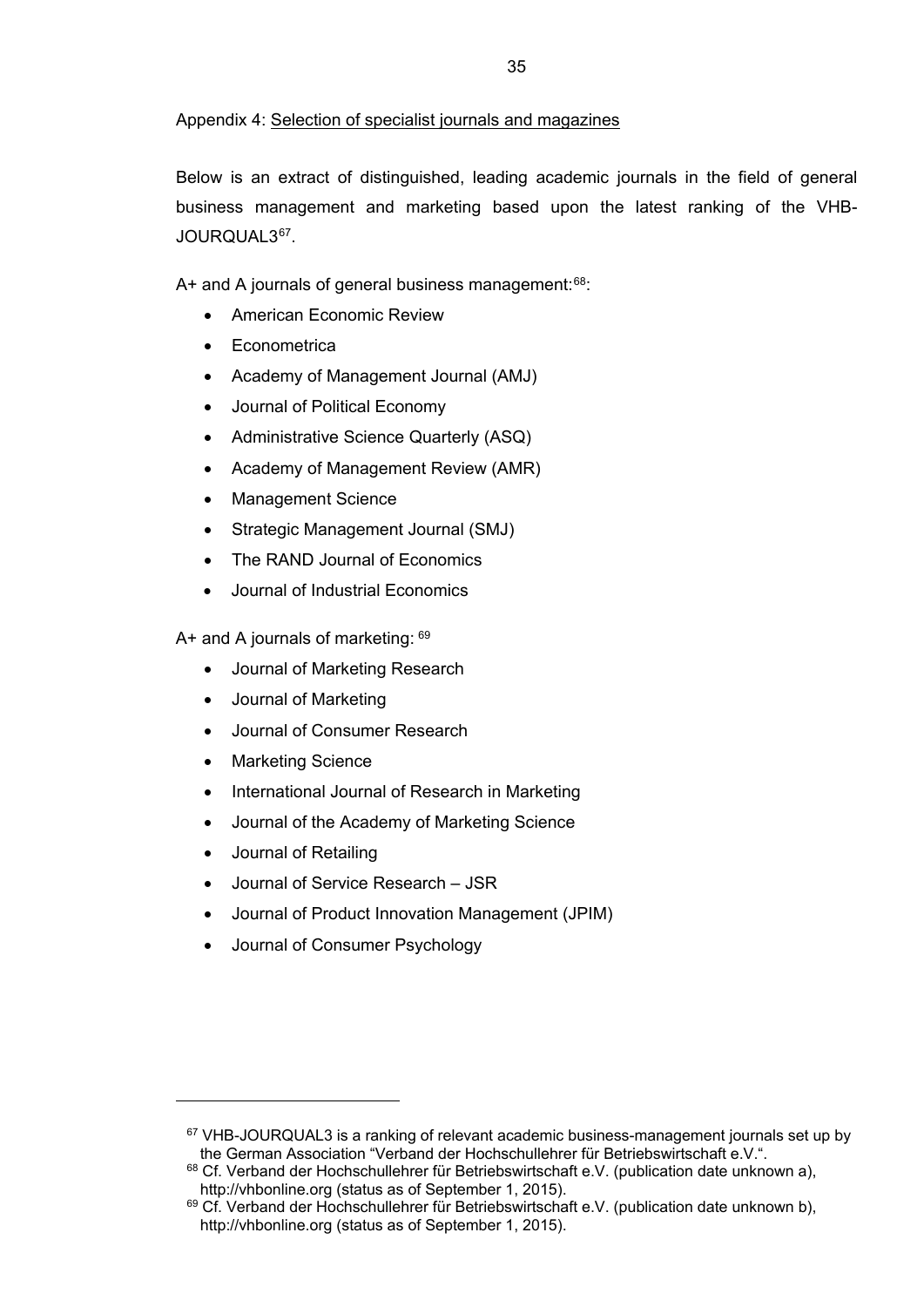Appendix 4: Selection of specialist journals and magazines

Below is an extract of distinguished, leading academic journals in the field of general business management and marketing based upon the latest ranking of the VHB-JOURQUAL3[67].

A+ and A journals of general business management:[68]:

- American Economic Review
- Econometrica
- Academy of Management Journal (AMJ)
- Journal of Political Economy
- Administrative Science Quarterly (ASQ)
- Academy of Management Review (AMR)
- Management Science
- Strategic Management Journal (SMJ)
- The RAND Journal of Economics
- Journal of Industrial Economics

A+ and A journals of marketing: [69]

- Journal of Marketing Research
- Journal of Marketing
- Journal of Consumer Research
- Marketing Science
- International Journal of Research in Marketing
- Journal of the Academy of Marketing Science
- Journal of Retailing
- Journal of Service Research – JSR
- Journal of Product Innovation Management (JPIM)
- Journal of Consumer Psychology

---

[67] VHB-JOURQUAL3 is a ranking of relevant academic business-management journals set up by the German Association "Verband der Hochschullehrer für Betriebswirtschaft e.V.".

[68] Cf. Verband der Hochschullehrer für Betriebswirtschaft e.V. (publication date unknown a), http://vhbonline.org (status as of September 1, 2015).

[69] Cf. Verband der Hochschullehrer für Betriebswirtschaft e.V. (publication date unknown b), http://vhbonline.org (status as of September 1, 2015).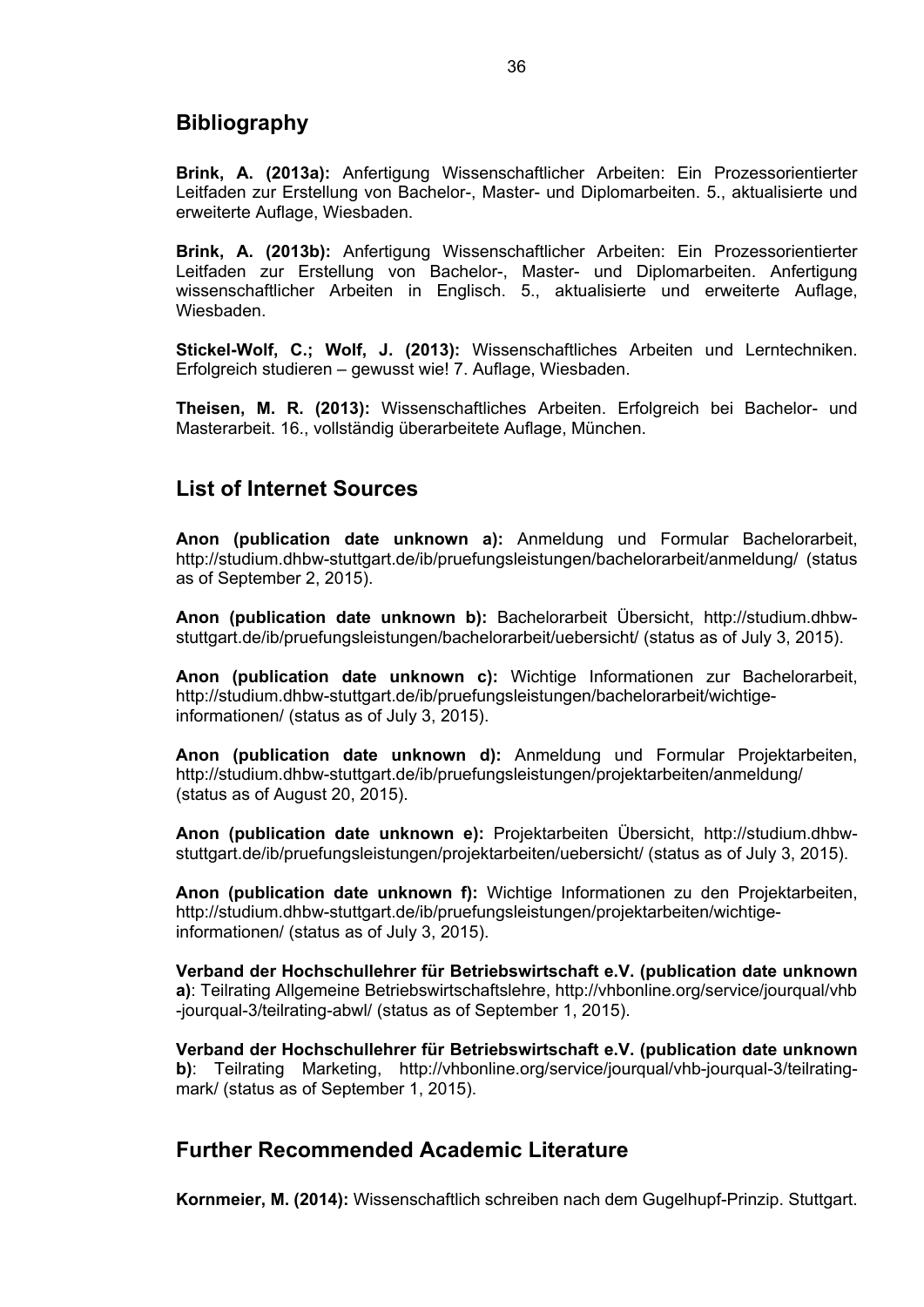## Bibliography

**Brink, A. (2013a):** Anfertigung Wissenschaftlicher Arbeiten: Ein Prozessorientierter Leitfaden zur Erstellung von Bachelor-, Master- und Diplomarbeiten. 5., aktualisierte und erweiterte Auflage, Wiesbaden.

**Brink, A. (2013b):** Anfertigung Wissenschaftlicher Arbeiten: Ein Prozessorientierter Leitfaden zur Erstellung von Bachelor-, Master- und Diplomarbeiten. Anfertigung wissenschaftlicher Arbeiten in Englisch. 5., aktualisierte und erweiterte Auflage, Wiesbaden.

**Stickel-Wolf, C.; Wolf, J. (2013):** Wissenschaftliches Arbeiten und Lerntechniken. Erfolgreich studieren – gewusst wie! 7. Auflage, Wiesbaden.

**Theisen, M. R. (2013):** Wissenschaftliches Arbeiten. Erfolgreich bei Bachelor- und Masterarbeit. 16., vollständig überarbeitete Auflage, München.

## List of Internet Sources

**Anon (publication date unknown a):** Anmeldung und Formular Bachelorarbeit, http://studium.dhbw-stuttgart.de/ib/pruefungsleistungen/bachelorarbeit/anmeldung/ (status as of September 2, 2015).

**Anon (publication date unknown b):** Bachelorarbeit Übersicht, http://studium.dhbw-stuttgart.de/ib/pruefungsleistungen/bachelorarbeit/uebersicht/ (status as of July 3, 2015).

**Anon (publication date unknown c):** Wichtige Informationen zur Bachelorarbeit, http://studium.dhbw-stuttgart.de/ib/pruefungsleistungen/bachelorarbeit/wichtige-informationen/ (status as of July 3, 2015).

**Anon (publication date unknown d):** Anmeldung und Formular Projektarbeiten, http://studium.dhbw-stuttgart.de/ib/pruefungsleistungen/projektarbeiten/anmeldung/ (status as of August 20, 2015).

**Anon (publication date unknown e):** Projektarbeiten Übersicht, http://studium.dhbw-stuttgart.de/ib/pruefungsleistungen/projektarbeiten/uebersicht/ (status as of July 3, 2015).

**Anon (publication date unknown f):** Wichtige Informationen zu den Projektarbeiten, http://studium.dhbw-stuttgart.de/ib/pruefungsleistungen/projektarbeiten/wichtige-informationen/ (status as of July 3, 2015).

**Verband der Hochschullehrer für Betriebswirtschaft e.V. (publication date unknown a)**: Teilrating Allgemeine Betriebswirtschaftslehre, http://vhbonline.org/service/jourqual/vhb-jourqual-3/teilrating-abwl/ (status as of September 1, 2015).

**Verband der Hochschullehrer für Betriebswirtschaft e.V. (publication date unknown b)**: Teilrating Marketing, http://vhbonline.org/service/jourqual/vhb-jourqual-3/teilrating-mark/ (status as of September 1, 2015).

## Further Recommended Academic Literature

**Kornmeier, M. (2014):** Wissenschaftlich schreiben nach dem Gugelhupf-Prinzip. Stuttgart.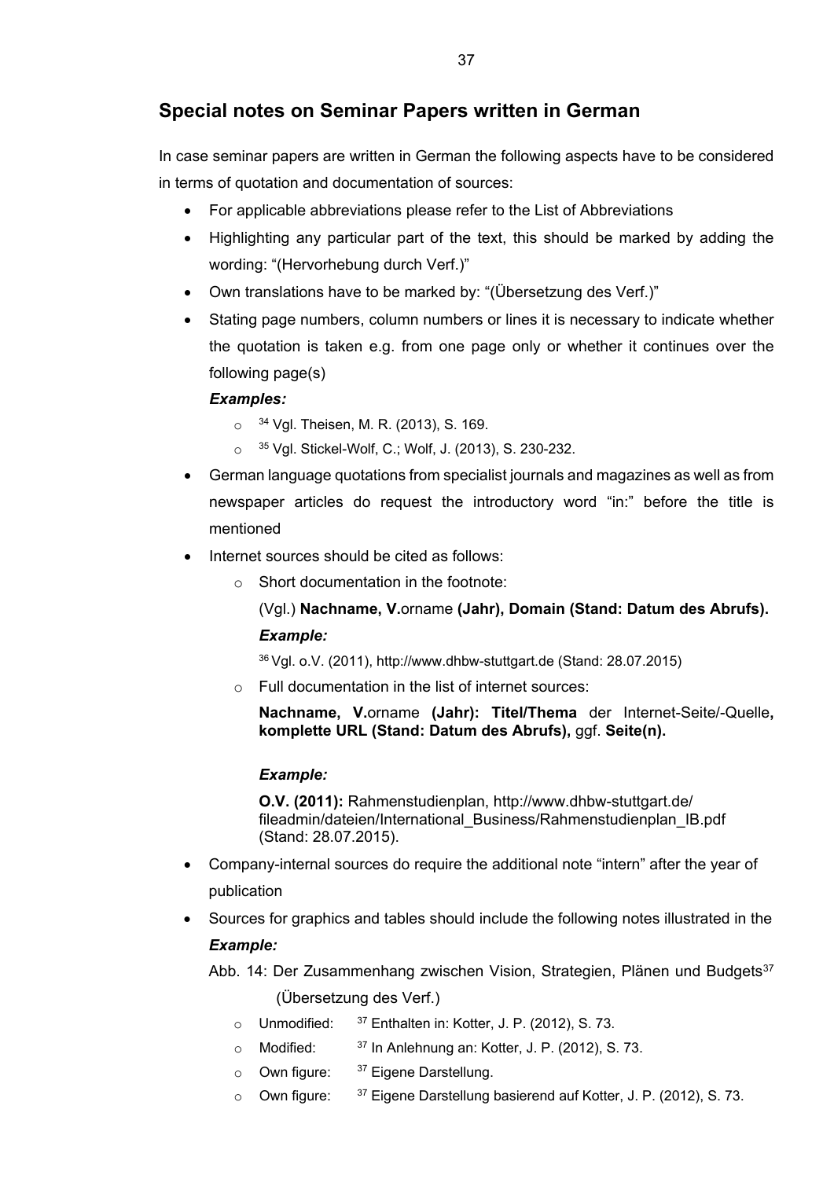## Special notes on Seminar Papers written in German

In case seminar papers are written in German the following aspects have to be considered in terms of quotation and documentation of sources:

- For applicable abbreviations please refer to the List of Abbreviations
- Highlighting any particular part of the text, this should be marked by adding the wording: "(Hervorhebung durch Verf.)"
- Own translations have to be marked by: "(Übersetzung des Verf.)"
- Stating page numbers, column numbers or lines it is necessary to indicate whether the quotation is taken e.g. from one page only or whether it continues over the following page(s)

  ***Examples:***

  - [34] Vgl. Theisen, M. R. (2013), S. 169.
  - [35] Vgl. Stickel-Wolf, C.; Wolf, J. (2013), S. 230-232.

- German language quotations from specialist journals and magazines as well as from newspaper articles do request the introductory word "in:" before the title is mentioned
- Internet sources should be cited as follows:
  - Short documentation in the footnote:

    (Vgl.) **Nachname, V.**orname **(Jahr), Domain (Stand: Datum des Abrufs).**

    ***Example:***

    [36] Vgl. o.V. (2011), http://www.dhbw-stuttgart.de (Stand: 28.07.2015)

  - Full documentation in the list of internet sources:

    **Nachname, V.**orname **(Jahr): Titel/Thema** der Internet-Seite/-Quelle**, komplette URL (Stand: Datum des Abrufs),** ggf. **Seite(n).**

    ***Example:***

    **O.V. (2011):** Rahmenstudienplan, http://www.dhbw-stuttgart.de/fileadmin/dateien/International_Business/Rahmenstudienplan_IB.pdf (Stand: 28.07.2015).

- Company-internal sources do require the additional note "intern" after the year of publication
- Sources for graphics and tables should include the following notes illustrated in the

  ***Example:***

  Abb. 14: Der Zusammenhang zwischen Vision, Strategien, Plänen und Budgets[37] (Übersetzung des Verf.)

  - Unmodified: [37] Enthalten in: Kotter, J. P. (2012), S. 73.
  - Modified: [37] In Anlehnung an: Kotter, J. P. (2012), S. 73.
  - Own figure: [37] Eigene Darstellung.
  - Own figure: [37] Eigene Darstellung basierend auf Kotter, J. P. (2012), S. 73.